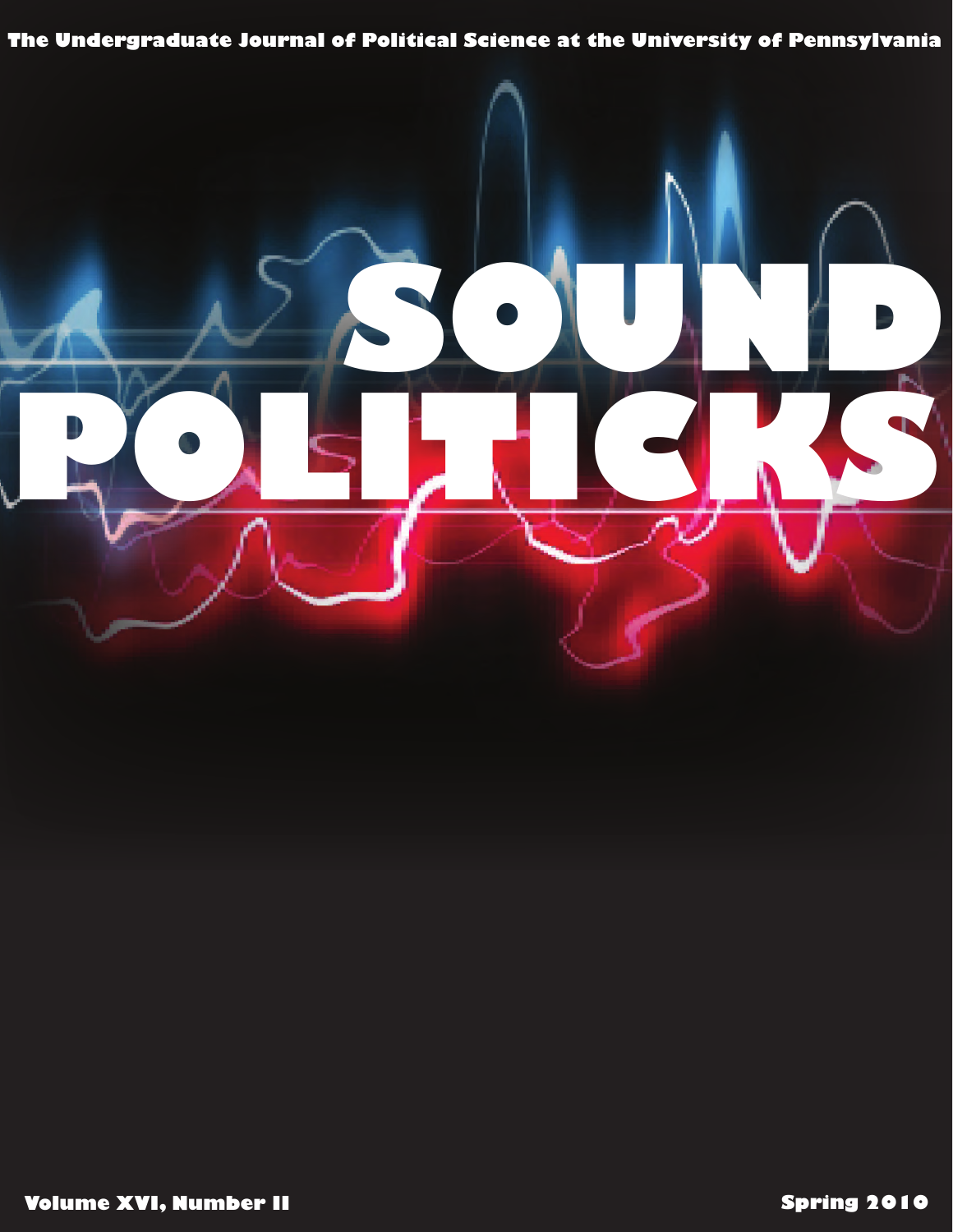The Undergraduate Journal of Political Science at the University of Pennsylvania

# SOUND POLITICKS

Volume XVI, Number II

Spring 2010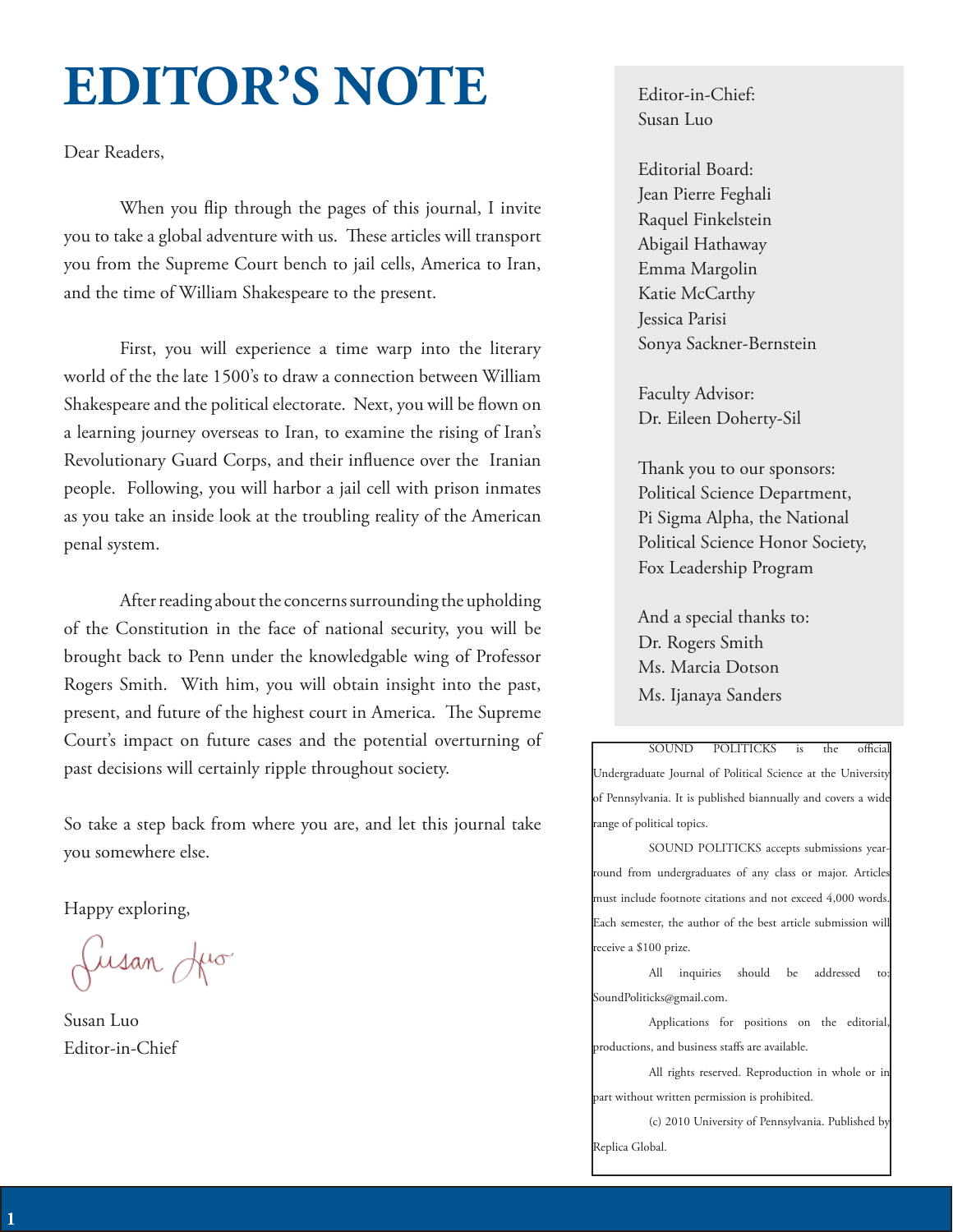# EDITOR'S NOTE

Dear Readers,

When you flip through the pages of this journal, I invite you to take a global adventure with us. These articles will transport you from the Supreme Court bench to jail cells, America to Iran, and the time of William Shakespeare to the present.

First, you will experience a time warp into the literary world of the the late 1500's to draw a connection between William Shakespeare and the political electorate. Next, you will be flown on a learning journey overseas to Iran, to examine the rising of Iran's Revolutionary Guard Corps, and their influence over the Iranian people. Following, you will harbor a jail cell with prison inmates as you take an inside look at the troubling reality of the American penal system.

After reading about the concerns surrounding the upholding of the Constitution in the face of national security, you will be brought back to Penn under the knowledgable wing of Professor Rogers Smith. With him, you will obtain insight into the past, present, and future of the highest court in America. The Supreme Court's impact on future cases and the potential overturning of past decisions will certainly ripple throughout society.

So take a step back from where you are, and let this journal take you somewhere else.

Happy exploring,

Susan Luo

Susan Luo
Editor-in-Chief

Editor-in-Chief:
Susan Luo

Editorial Board:
Jean Pierre Feghali
Raquel Finkelstein
Abigail Hathaway
Emma Margolin
Katie McCarthy
Jessica Parisi
Sonya Sackner-Bernstein

Faculty Advisor:
Dr. Eileen Doherty-Sil

Thank you to our sponsors:
Political Science Department,
Pi Sigma Alpha, the National Political Science Honor Society,
Fox Leadership Program

And a special thanks to:
Dr. Rogers Smith
Ms. Marcia Dotson
Ms. Ijanaya Sanders

SOUND POLITICKS is the official Undergraduate Journal of Political Science at the University of Pennsylvania. It is published biannually and covers a wide range of political topics.

SOUND POLITICKS accepts submissions year-round from undergraduates of any class or major. Articles must include footnote citations and not exceed 4,000 words. Each semester, the author of the best article submission will receive a $100 prize.

All inquiries should be addressed to: SoundPoliticks@gmail.com.

Applications for positions on the editorial, productions, and business staffs are available.

All rights reserved. Reproduction in whole or in part without written permission is prohibited.

(c) 2010 University of Pennsylvania. Published by Replica Global.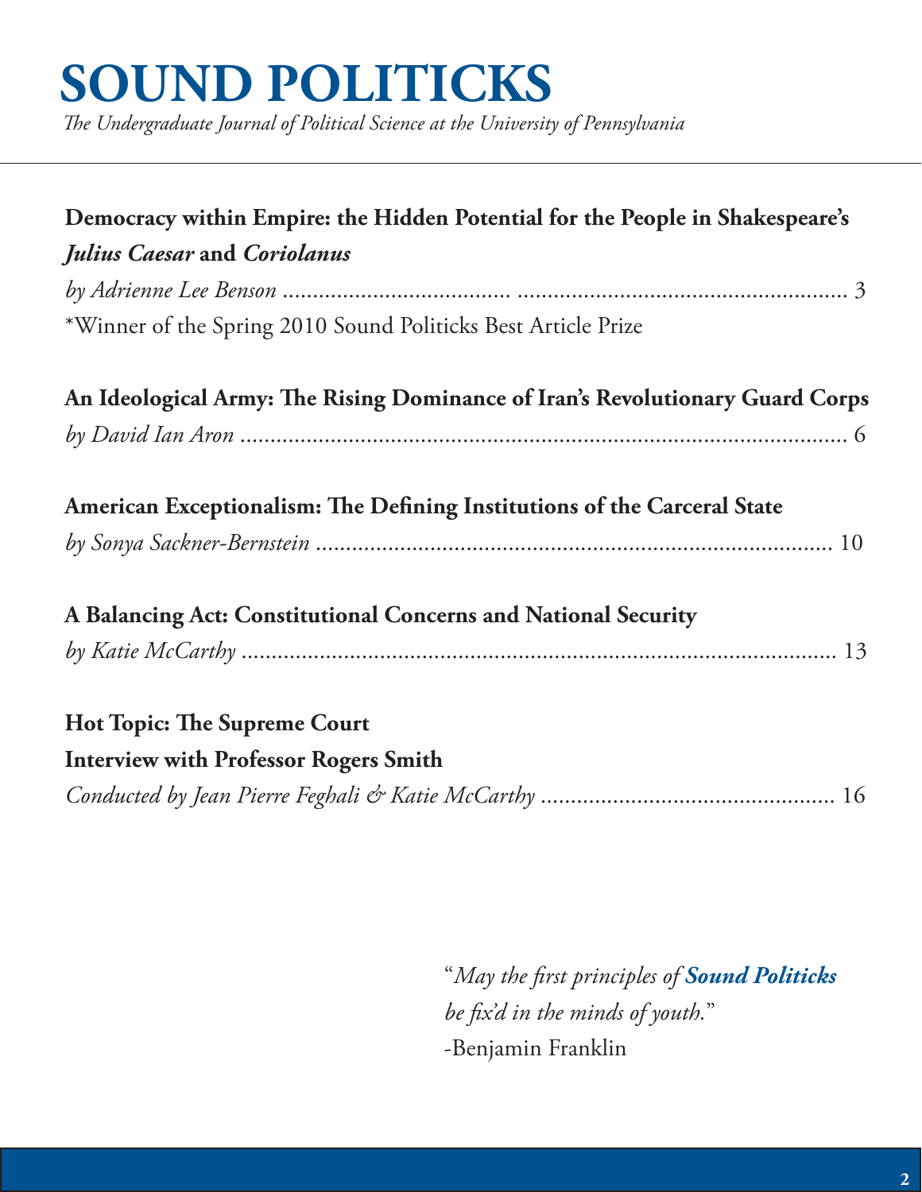# SOUND POLITICKS

*The Undergraduate Journal of Political Science at the University of Pennsylvania*

---

**Democracy within Empire: the Hidden Potential for the People in Shakespeare's *Julius Caesar* and *Coriolanus***

*by Adrienne Lee Benson* ........................................................................................ 3

*Winner of the Spring 2010 Sound Politicks Best Article Prize

**An Ideological Army: The Rising Dominance of Iran's Revolutionary Guard Corps**

*by David Ian Aron* ........................................................................................ 6

**American Exceptionalism: The Defining Institutions of the Carceral State**

*by Sonya Sackner-Bernstein* ........................................................................................ 10

**A Balancing Act: Constitutional Concerns and National Security**

*by Katie McCarthy* ........................................................................................ 13

**Hot Topic: The Supreme Court**

**Interview with Professor Rogers Smith**

*Conducted by Jean Pierre Feghali & Katie McCarthy* ........................................................ 16

"*May the first principles of* ***Sound Politicks*** *be fix'd in the minds of youth.*"
-Benjamin Franklin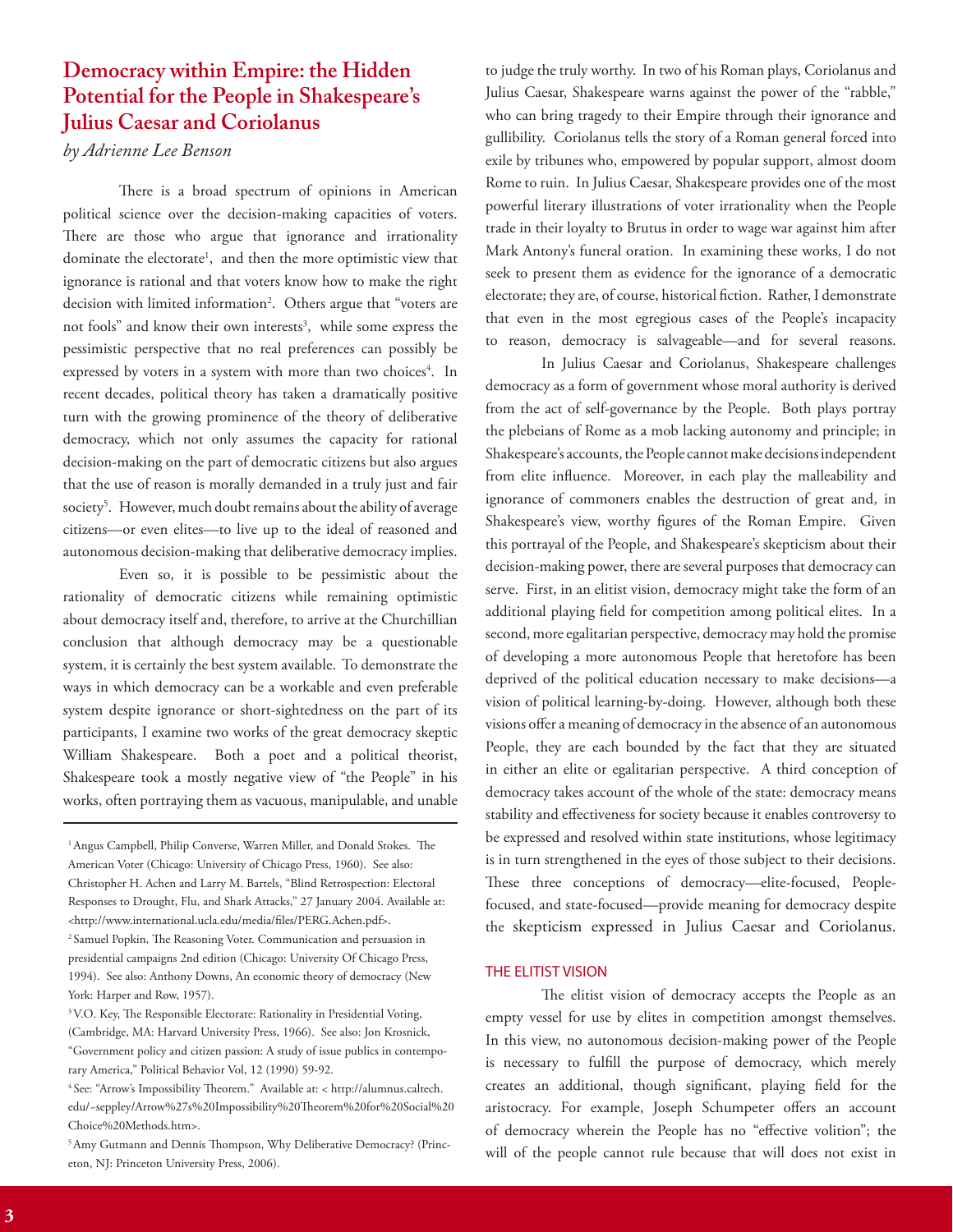# Democracy within Empire: the Hidden Potential for the People in Shakespeare's Julius Caesar and Coriolanus

*by Adrienne Lee Benson*

There is a broad spectrum of opinions in American political science over the decision-making capacities of voters. There are those who argue that ignorance and irrationality dominate the electorate[1], and then the more optimistic view that ignorance is rational and that voters know how to make the right decision with limited information[2]. Others argue that "voters are not fools" and know their own interests[3], while some express the pessimistic perspective that no real preferences can possibly be expressed by voters in a system with more than two choices[4]. In recent decades, political theory has taken a dramatically positive turn with the growing prominence of the theory of deliberative democracy, which not only assumes the capacity for rational decision-making on the part of democratic citizens but also argues that the use of reason is morally demanded in a truly just and fair society[5]. However, much doubt remains about the ability of average citizens—or even elites—to live up to the ideal of reasoned and autonomous decision-making that deliberative democracy implies.

Even so, it is possible to be pessimistic about the rationality of democratic citizens while remaining optimistic about democracy itself and, therefore, to arrive at the Churchillian conclusion that although democracy may be a questionable system, it is certainly the best system available. To demonstrate the ways in which democracy can be a workable and even preferable system despite ignorance or short-sightedness on the part of its participants, I examine two works of the great democracy skeptic William Shakespeare. Both a poet and a political theorist, Shakespeare took a mostly negative view of "the People" in his works, often portraying them as vacuous, manipulable, and unable to judge the truly worthy. In two of his Roman plays, Coriolanus and Julius Caesar, Shakespeare warns against the power of the "rabble," who can bring tragedy to their Empire through their ignorance and gullibility. Coriolanus tells the story of a Roman general forced into exile by tribunes who, empowered by popular support, almost doom Rome to ruin. In Julius Caesar, Shakespeare provides one of the most powerful literary illustrations of voter irrationality when the People trade in their loyalty to Brutus in order to wage war against him after Mark Antony's funeral oration. In examining these works, I do not seek to present them as evidence for the ignorance of a democratic electorate; they are, of course, historical fiction. Rather, I demonstrate that even in the most egregious cases of the People's incapacity to reason, democracy is salvageable—and for several reasons.

In Julius Caesar and Coriolanus, Shakespeare challenges democracy as a form of government whose moral authority is derived from the act of self-governance by the People. Both plays portray the plebeians of Rome as a mob lacking autonomy and principle; in Shakespeare's accounts, the People cannot make decisions independent from elite influence. Moreover, in each play the malleability and ignorance of commoners enables the destruction of great and, in Shakespeare's view, worthy figures of the Roman Empire. Given this portrayal of the People, and Shakespeare's skepticism about their decision-making power, there are several purposes that democracy can serve. First, in an elitist vision, democracy might take the form of an additional playing field for competition among political elites. In a second, more egalitarian perspective, democracy may hold the promise of developing a more autonomous People that heretofore has been deprived of the political education necessary to make decisions—a vision of political learning-by-doing. However, although both these visions offer a meaning of democracy in the absence of an autonomous People, they are each bounded by the fact that they are situated in either an elite or egalitarian perspective. A third conception of democracy takes account of the whole of the state: democracy means stability and effectiveness for society because it enables controversy to be expressed and resolved within state institutions, whose legitimacy is in turn strengthened in the eyes of those subject to their decisions. These three conceptions of democracy—elite-focused, People-focused, and state-focused—provide meaning for democracy despite the skepticism expressed in Julius Caesar and Coriolanus.

## THE ELITIST VISION

The elitist vision of democracy accepts the People as an empty vessel for use by elites in competition amongst themselves. In this view, no autonomous decision-making power of the People is necessary to fulfill the purpose of democracy, which merely creates an additional, though significant, playing field for the aristocracy. For example, Joseph Schumpeter offers an account of democracy wherein the People has no "effective volition"; the will of the people cannot rule because that will does not exist in

---

[1] Angus Campbell, Philip Converse, Warren Miller, and Donald Stokes. The American Voter (Chicago: University of Chicago Press, 1960). See also: Christopher H. Achen and Larry M. Bartels, "Blind Retrospection: Electoral Responses to Drought, Flu, and Shark Attacks," 27 January 2004. Available at: <http://www.international.ucla.edu/media/files/PERG.Achen.pdf>.

[2] Samuel Popkin, The Reasoning Voter. Communication and persuasion in presidential campaigns 2nd edition (Chicago: University Of Chicago Press, 1994). See also: Anthony Downs, An economic theory of democracy (New York: Harper and Row, 1957).

[3] V.O. Key, The Responsible Electorate: Rationality in Presidential Voting, (Cambridge, MA: Harvard University Press, 1966). See also: Jon Krosnick, "Government policy and citizen passion: A study of issue publics in contemporary America," Political Behavior Vol, 12 (1990) 59-92.

[4] See: "Arrow's Impossibility Theorem." Available at: < http://alumnus.caltech.edu/~seppley/Arrow%27s%20Impossibility%20Theorem%20for%20Social%20Choice%20Methods.htm>.

[5] Amy Gutmann and Dennis Thompson, Why Deliberative Democracy? (Princeton, NJ: Princeton University Press, 2006).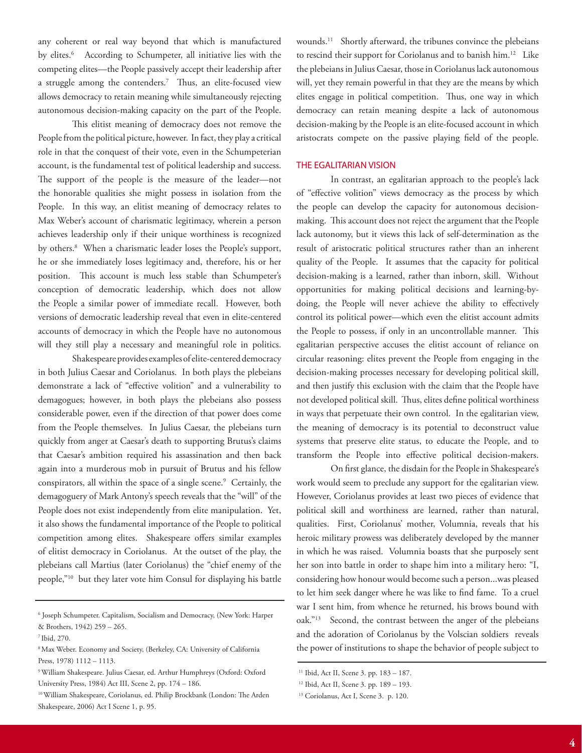any coherent or real way beyond that which is manufactured by elites.[6] According to Schumpeter, all initiative lies with the competing elites—the People passively accept their leadership after a struggle among the contenders.[7] Thus, an elite-focused view allows democracy to retain meaning while simultaneously rejecting autonomous decision-making capacity on the part of the People.

This elitist meaning of democracy does not remove the People from the political picture, however. In fact, they play a critical role in that the conquest of their vote, even in the Schumpeterian account, is the fundamental test of political leadership and success. The support of the people is the measure of the leader—not the honorable qualities she might possess in isolation from the People. In this way, an elitist meaning of democracy relates to Max Weber's account of charismatic legitimacy, wherein a person achieves leadership only if their unique worthiness is recognized by others.[8] When a charismatic leader loses the People's support, he or she immediately loses legitimacy and, therefore, his or her position. This account is much less stable than Schumpeter's conception of democratic leadership, which does not allow the People a similar power of immediate recall. However, both versions of democratic leadership reveal that even in elite-centered accounts of democracy in which the People have no autonomous will they still play a necessary and meaningful role in politics.

Shakespeare provides examples of elite-centered democracy in both Julius Caesar and Coriolanus. In both plays the plebeians demonstrate a lack of "effective volition" and a vulnerability to demagogues; however, in both plays the plebeians also possess considerable power, even if the direction of that power does come from the People themselves. In Julius Caesar, the plebeians turn quickly from anger at Caesar's death to supporting Brutus's claims that Caesar's ambition required his assassination and then back again into a murderous mob in pursuit of Brutus and his fellow conspirators, all within the space of a single scene.[9] Certainly, the demagoguery of Mark Antony's speech reveals that the "will" of the People does not exist independently from elite manipulation. Yet, it also shows the fundamental importance of the People to political competition among elites. Shakespeare offers similar examples of elitist democracy in Coriolanus. At the outset of the play, the plebeians call Martius (later Coriolanus) the "chief enemy of the people,"[10] but they later vote him Consul for displaying his battle wounds.[11] Shortly afterward, the tribunes convince the plebeians to rescind their support for Coriolanus and to banish him.[12] Like the plebeians in Julius Caesar, those in Coriolanus lack autonomous will, yet they remain powerful in that they are the means by which elites engage in political competition. Thus, one way in which democracy can retain meaning despite a lack of autonomous decision-making by the People is an elite-focused account in which aristocrats compete on the passive playing field of the people.

## THE EGALITARIAN VISION

In contrast, an egalitarian approach to the people's lack of "effective volition" views democracy as the process by which the people can develop the capacity for autonomous decision-making. This account does not reject the argument that the People lack autonomy, but it views this lack of self-determination as the result of aristocratic political structures rather than an inherent quality of the People. It assumes that the capacity for political decision-making is a learned, rather than inborn, skill. Without opportunities for making political decisions and learning-by-doing, the People will never achieve the ability to effectively control its political power—which even the elitist account admits the People to possess, if only in an uncontrollable manner. This egalitarian perspective accuses the elitist account of reliance on circular reasoning: elites prevent the People from engaging in the decision-making processes necessary for developing political skill, and then justify this exclusion with the claim that the People have not developed political skill. Thus, elites define political worthiness in ways that perpetuate their own control. In the egalitarian view, the meaning of democracy is its potential to deconstruct value systems that preserve elite status, to educate the People, and to transform the People into effective political decision-makers.

On first glance, the disdain for the People in Shakespeare's work would seem to preclude any support for the egalitarian view. However, Coriolanus provides at least two pieces of evidence that political skill and worthiness are learned, rather than natural, qualities. First, Coriolanus' mother, Volumnia, reveals that his heroic military prowess was deliberately developed by the manner in which he was raised. Volumnia boasts that she purposely sent her son into battle in order to shape him into a military hero: "I, considering how honour would become such a person...was pleased to let him seek danger where he was like to find fame. To a cruel war I sent him, from whence he returned, his brows bound with oak."[13] Second, the contrast between the anger of the plebeians and the adoration of Coriolanus by the Volscian soldiers reveals the power of institutions to shape the behavior of people subject to

---

[6] Joseph Schumpeter. Capitalism, Socialism and Democracy, (New York: Harper & Brothers, 1942) 259 – 265.

[7] Ibid, 270.

[8] Max Weber. Economy and Society, (Berkeley, CA: University of California Press, 1978) 1112 – 1113.

[9] William Shakespeare. Julius Caesar, ed. Arthur Humphreys (Oxford: Oxford University Press, 1984) Act III, Scene 2, pp. 174 – 186.

[10] William Shakespeare, Coriolanus, ed. Philip Brockbank (London: The Arden Shakespeare, 2006) Act I Scene 1, p. 95.

[11] Ibid, Act II, Scene 3. pp. 183 – 187.

[12] Ibid, Act II, Scene 3. pp. 189 – 193.

[13] Coriolanus, Act I, Scene 3. p. 120.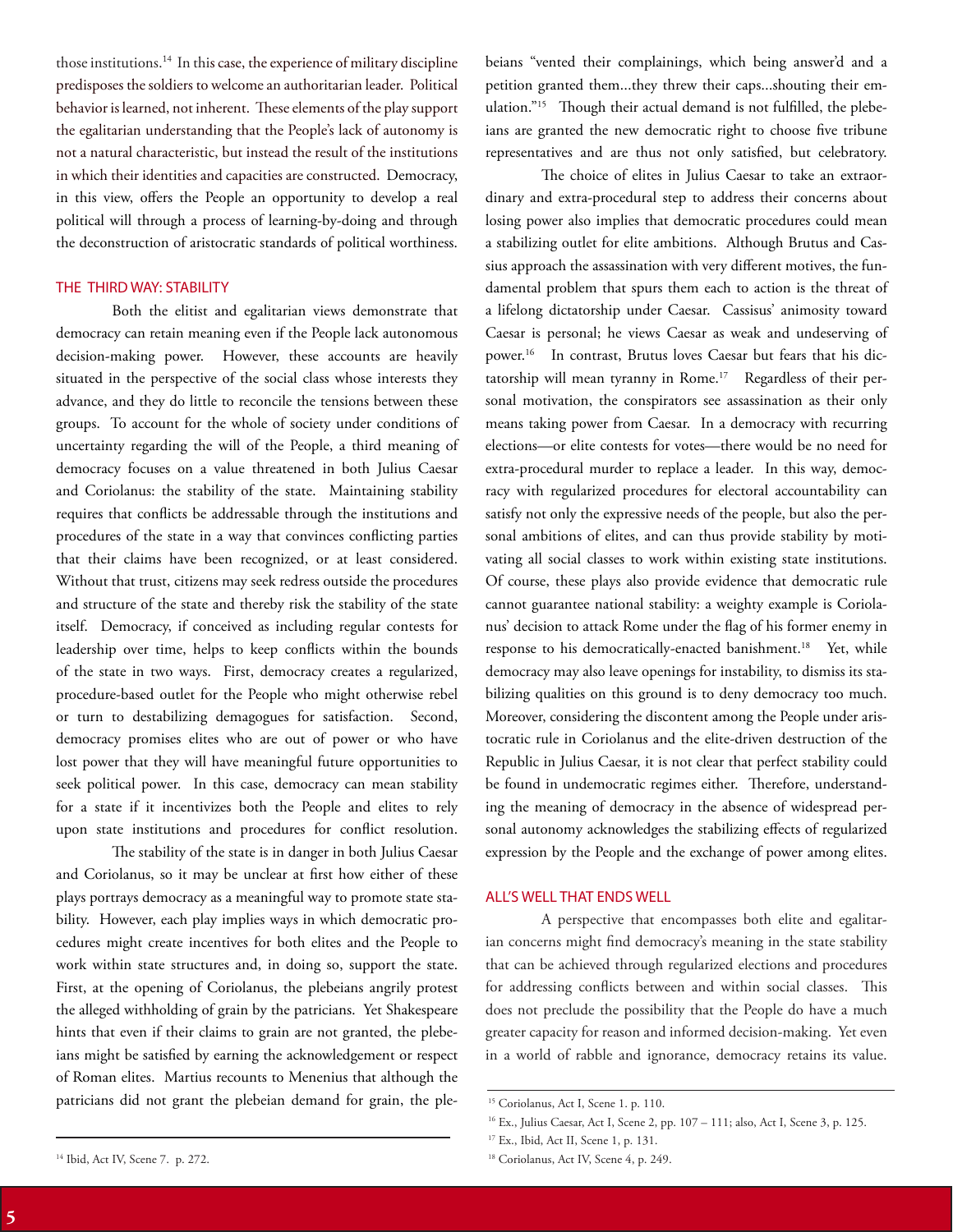those institutions.[14] In this case, the experience of military discipline predisposes the soldiers to welcome an authoritarian leader. Political behavior is learned, not inherent. These elements of the play support the egalitarian understanding that the People's lack of autonomy is not a natural characteristic, but instead the result of the institutions in which their identities and capacities are constructed. Democracy, in this view, offers the People an opportunity to develop a real political will through a process of learning-by-doing and through the deconstruction of aristocratic standards of political worthiness.

## THE THIRD WAY: STABILITY

Both the elitist and egalitarian views demonstrate that democracy can retain meaning even if the People lack autonomous decision-making power. However, these accounts are heavily situated in the perspective of the social class whose interests they advance, and they do little to reconcile the tensions between these groups. To account for the whole of society under conditions of uncertainty regarding the will of the People, a third meaning of democracy focuses on a value threatened in both Julius Caesar and Coriolanus: the stability of the state. Maintaining stability requires that conflicts be addressable through the institutions and procedures of the state in a way that convinces conflicting parties that their claims have been recognized, or at least considered. Without that trust, citizens may seek redress outside the procedures and structure of the state and thereby risk the stability of the state itself. Democracy, if conceived as including regular contests for leadership over time, helps to keep conflicts within the bounds of the state in two ways. First, democracy creates a regularized, procedure-based outlet for the People who might otherwise rebel or turn to destabilizing demagogues for satisfaction. Second, democracy promises elites who are out of power or who have lost power that they will have meaningful future opportunities to seek political power. In this case, democracy can mean stability for a state if it incentivizes both the People and elites to rely upon state institutions and procedures for conflict resolution.

The stability of the state is in danger in both Julius Caesar and Coriolanus, so it may be unclear at first how either of these plays portrays democracy as a meaningful way to promote state stability. However, each play implies ways in which democratic procedures might create incentives for both elites and the People to work within state structures and, in doing so, support the state. First, at the opening of Coriolanus, the plebeians angrily protest the alleged withholding of grain by the patricians. Yet Shakespeare hints that even if their claims to grain are not granted, the plebeians might be satisfied by earning the acknowledgement or respect of Roman elites. Martius recounts to Menenius that although the patricians did not grant the plebeian demand for grain, the plebeians "vented their complainings, which being answer'd and a petition granted them...they threw their caps...shouting their emulation."[15] Though their actual demand is not fulfilled, the plebeians are granted the new democratic right to choose five tribune representatives and are thus not only satisfied, but celebratory.

The choice of elites in Julius Caesar to take an extraordinary and extra-procedural step to address their concerns about losing power also implies that democratic procedures could mean a stabilizing outlet for elite ambitions. Although Brutus and Cassius approach the assassination with very different motives, the fundamental problem that spurs them each to action is the threat of a lifelong dictatorship under Caesar. Cassisus' animosity toward Caesar is personal; he views Caesar as weak and undeserving of power.[16] In contrast, Brutus loves Caesar but fears that his dictatorship will mean tyranny in Rome.[17] Regardless of their personal motivation, the conspirators see assassination as their only means taking power from Caesar. In a democracy with recurring elections—or elite contests for votes—there would be no need for extra-procedural murder to replace a leader. In this way, democracy with regularized procedures for electoral accountability can satisfy not only the expressive needs of the people, but also the personal ambitions of elites, and can thus provide stability by motivating all social classes to work within existing state institutions. Of course, these plays also provide evidence that democratic rule cannot guarantee national stability: a weighty example is Coriolanus' decision to attack Rome under the flag of his former enemy in response to his democratically-enacted banishment.[18] Yet, while democracy may also leave openings for instability, to dismiss its stabilizing qualities on this ground is to deny democracy too much. Moreover, considering the discontent among the People under aristocratic rule in Coriolanus and the elite-driven destruction of the Republic in Julius Caesar, it is not clear that perfect stability could be found in undemocratic regimes either. Therefore, understanding the meaning of democracy in the absence of widespread personal autonomy acknowledges the stabilizing effects of regularized expression by the People and the exchange of power among elites.

## ALL'S WELL THAT ENDS WELL

A perspective that encompasses both elite and egalitarian concerns might find democracy's meaning in the state stability that can be achieved through regularized elections and procedures for addressing conflicts between and within social classes. This does not preclude the possibility that the People do have a much greater capacity for reason and informed decision-making. Yet even in a world of rabble and ignorance, democracy retains its value.

[14] Ibid, Act IV, Scene 7. p. 272.

[15] Coriolanus, Act I, Scene 1. p. 110.

[16] Ex., Julius Caesar, Act I, Scene 2, pp. 107 – 111; also, Act I, Scene 3, p. 125.

[17] Ex., Ibid, Act II, Scene 1, p. 131.

[18] Coriolanus, Act IV, Scene 4, p. 249.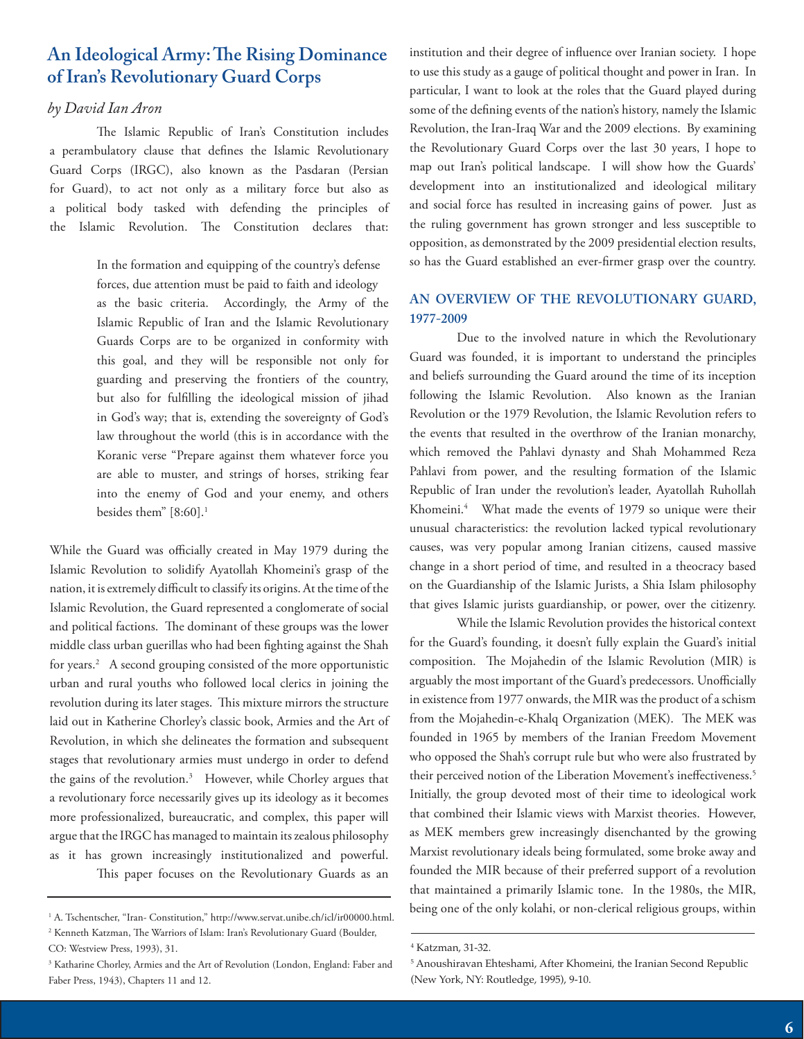## An Ideological Army: The Rising Dominance of Iran's Revolutionary Guard Corps

*by David Ian Aron*

The Islamic Republic of Iran's Constitution includes a perambulatory clause that defines the Islamic Revolutionary Guard Corps (IRGC), also known as the Pasdaran (Persian for Guard), to act not only as a military force but also as a political body tasked with defending the principles of the Islamic Revolution. The Constitution declares that:

> In the formation and equipping of the country's defense forces, due attention must be paid to faith and ideology as the basic criteria. Accordingly, the Army of the Islamic Republic of Iran and the Islamic Revolutionary Guards Corps are to be organized in conformity with this goal, and they will be responsible not only for guarding and preserving the frontiers of the country, but also for fulfilling the ideological mission of jihad in God's way; that is, extending the sovereignty of God's law throughout the world (this is in accordance with the Koranic verse "Prepare against them whatever force you are able to muster, and strings of horses, striking fear into the enemy of God and your enemy, and others besides them" [8:60].[1]

While the Guard was officially created in May 1979 during the Islamic Revolution to solidify Ayatollah Khomeini's grasp of the nation, it is extremely difficult to classify its origins. At the time of the Islamic Revolution, the Guard represented a conglomerate of social and political factions. The dominant of these groups was the lower middle class urban guerillas who had been fighting against the Shah for years.[2] A second grouping consisted of the more opportunistic urban and rural youths who followed local clerics in joining the revolution during its later stages. This mixture mirrors the structure laid out in Katherine Chorley's classic book, Armies and the Art of Revolution, in which she delineates the formation and subsequent stages that revolutionary armies must undergo in order to defend the gains of the revolution.[3] However, while Chorley argues that a revolutionary force necessarily gives up its ideology as it becomes more professionalized, bureaucratic, and complex, this paper will argue that the IRGC has managed to maintain its zealous philosophy as it has grown increasingly institutionalized and powerful.

This paper focuses on the Revolutionary Guards as an institution and their degree of influence over Iranian society. I hope to use this study as a gauge of political thought and power in Iran. In particular, I want to look at the roles that the Guard played during some of the defining events of the nation's history, namely the Islamic Revolution, the Iran-Iraq War and the 2009 elections. By examining the Revolutionary Guard Corps over the last 30 years, I hope to map out Iran's political landscape. I will show how the Guards' development into an institutionalized and ideological military and social force has resulted in increasing gains of power. Just as the ruling government has grown stronger and less susceptible to opposition, as demonstrated by the 2009 presidential election results, so has the Guard established an ever-firmer grasp over the country.

### AN OVERVIEW OF THE REVOLUTIONARY GUARD, 1977-2009

Due to the involved nature in which the Revolutionary Guard was founded, it is important to understand the principles and beliefs surrounding the Guard around the time of its inception following the Islamic Revolution. Also known as the Iranian Revolution or the 1979 Revolution, the Islamic Revolution refers to the events that resulted in the overthrow of the Iranian monarchy, which removed the Pahlavi dynasty and Shah Mohammed Reza Pahlavi from power, and the resulting formation of the Islamic Republic of Iran under the revolution's leader, Ayatollah Ruhollah Khomeini.[4] What made the events of 1979 so unique were their unusual characteristics: the revolution lacked typical revolutionary causes, was very popular among Iranian citizens, caused massive change in a short period of time, and resulted in a theocracy based on the Guardianship of the Islamic Jurists, a Shia Islam philosophy that gives Islamic jurists guardianship, or power, over the citizenry.

While the Islamic Revolution provides the historical context for the Guard's founding, it doesn't fully explain the Guard's initial composition. The Mojahedin of the Islamic Revolution (MIR) is arguably the most important of the Guard's predecessors. Unofficially in existence from 1977 onwards, the MIR was the product of a schism from the Mojahedin-e-Khalq Organization (MEK). The MEK was founded in 1965 by members of the Iranian Freedom Movement who opposed the Shah's corrupt rule but who were also frustrated by their perceived notion of the Liberation Movement's ineffectiveness.[5] Initially, the group devoted most of their time to ideological work that combined their Islamic views with Marxist theories. However, as MEK members grew increasingly disenchanted by the growing Marxist revolutionary ideals being formulated, some broke away and founded the MIR because of their preferred support of a revolution that maintained a primarily Islamic tone. In the 1980s, the MIR, being one of the only kolahi, or non-clerical religious groups, within

---

[1] A. Tschentscher, "Iran- Constitution," http://www.servat.unibe.ch/icl/ir00000.html.

[2] Kenneth Katzman, The Warriors of Islam: Iran's Revolutionary Guard (Boulder, CO: Westview Press, 1993), 31.

[3] Katharine Chorley, Armies and the Art of Revolution (London, England: Faber and Faber Press, 1943), Chapters 11 and 12.

[4] Katzman, 31-32.

[5] Anoushiravan Ehteshami, After Khomeini, the Iranian Second Republic (New York, NY: Routledge, 1995), 9-10.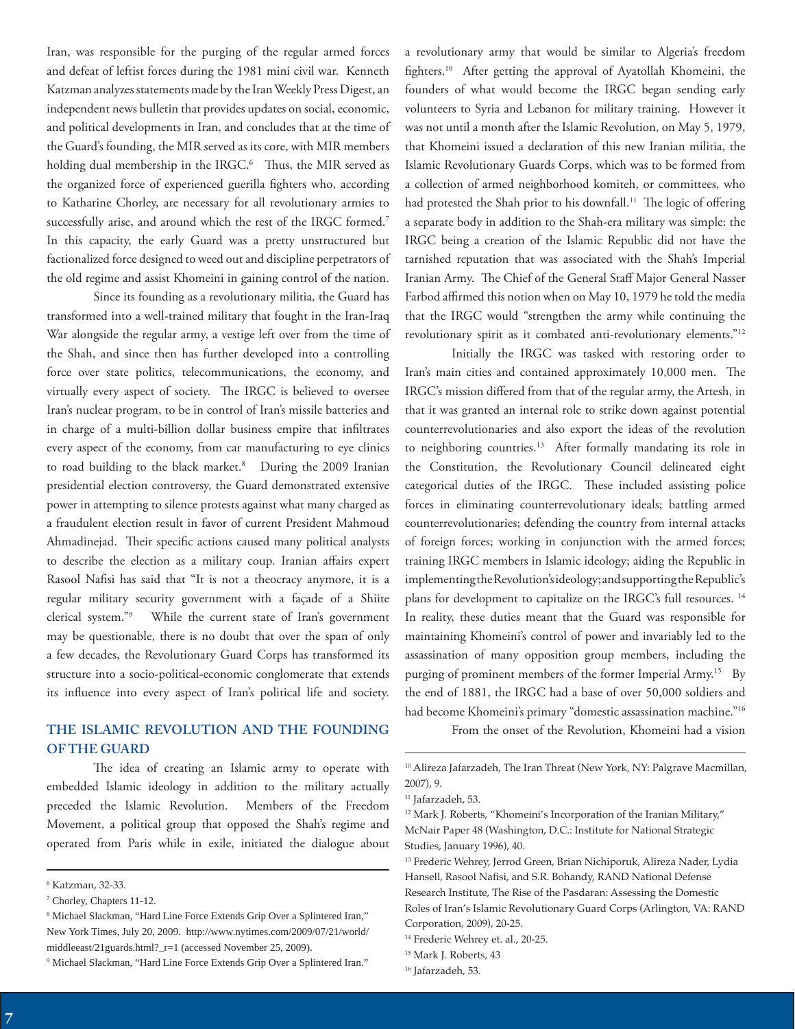Iran, was responsible for the purging of the regular armed forces and defeat of leftist forces during the 1981 mini civil war. Kenneth Katzman analyzes statements made by the Iran Weekly Press Digest, an independent news bulletin that provides updates on social, economic, and political developments in Iran, and concludes that at the time of the Guard's founding, the MIR served as its core, with MIR members holding dual membership in the IRGC.[6] Thus, the MIR served as the organized force of experienced guerilla fighters who, according to Katharine Chorley, are necessary for all revolutionary armies to successfully arise, and around which the rest of the IRGC formed.[7] In this capacity, the early Guard was a pretty unstructured but factionalized force designed to weed out and discipline perpetrators of the old regime and assist Khomeini in gaining control of the nation.

Since its founding as a revolutionary militia, the Guard has transformed into a well-trained military that fought in the Iran-Iraq War alongside the regular army, a vestige left over from the time of the Shah, and since then has further developed into a controlling force over state politics, telecommunications, the economy, and virtually every aspect of society. The IRGC is believed to oversee Iran's nuclear program, to be in control of Iran's missile batteries and in charge of a multi-billion dollar business empire that infiltrates every aspect of the economy, from car manufacturing to eye clinics to road building to the black market.[8] During the 2009 Iranian presidential election controversy, the Guard demonstrated extensive power in attempting to silence protests against what many charged as a fraudulent election result in favor of current President Mahmoud Ahmadinejad. Their specific actions caused many political analysts to describe the election as a military coup. Iranian affairs expert Rasool Nafisi has said that "It is not a theocracy anymore, it is a regular military security government with a façade of a Shiite clerical system."[9] While the current state of Iran's government may be questionable, there is no doubt that over the span of only a few decades, the Revolutionary Guard Corps has transformed its structure into a socio-political-economic conglomerate that extends its influence into every aspect of Iran's political life and society.

## THE ISLAMIC REVOLUTION AND THE FOUNDING OF THE GUARD

The idea of creating an Islamic army to operate with embedded Islamic ideology in addition to the military actually preceded the Islamic Revolution. Members of the Freedom Movement, a political group that opposed the Shah's regime and operated from Paris while in exile, initiated the dialogue about a revolutionary army that would be similar to Algeria's freedom fighters.[10] After getting the approval of Ayatollah Khomeini, the founders of what would become the IRGC began sending early volunteers to Syria and Lebanon for military training. However it was not until a month after the Islamic Revolution, on May 5, 1979, that Khomeini issued a declaration of this new Iranian militia, the Islamic Revolutionary Guards Corps, which was to be formed from a collection of armed neighborhood komiteh, or committees, who had protested the Shah prior to his downfall.[11] The logic of offering a separate body in addition to the Shah-era military was simple: the IRGC being a creation of the Islamic Republic did not have the tarnished reputation that was associated with the Shah's Imperial Iranian Army. The Chief of the General Staff Major General Nasser Farbod affirmed this notion when on May 10, 1979 he told the media that the IRGC would "strengthen the army while continuing the revolutionary spirit as it combated anti-revolutionary elements."[12]

Initially the IRGC was tasked with restoring order to Iran's main cities and contained approximately 10,000 men. The IRGC's mission differed from that of the regular army, the Artesh, in that it was granted an internal role to strike down against potential counterrevolutionaries and also export the ideas of the revolution to neighboring countries.[13] After formally mandating its role in the Constitution, the Revolutionary Council delineated eight categorical duties of the IRGC. These included assisting police forces in eliminating counterrevolutionary ideals; battling armed counterrevolutionaries; defending the country from internal attacks of foreign forces; working in conjunction with the armed forces; training IRGC members in Islamic ideology; aiding the Republic in implementing the Revolution's ideology; and supporting the Republic's plans for development to capitalize on the IRGC's full resources.[14] In reality, these duties meant that the Guard was responsible for maintaining Khomeini's control of power and invariably led to the assassination of many opposition group members, including the purging of prominent members of the former Imperial Army.[15] By the end of 1881, the IRGC had a base of over 50,000 soldiers and had become Khomeini's primary "domestic assassination machine."[16]

From the onset of the Revolution, Khomeini had a vision

---

[6] Katzman, 32-33.

[7] Chorley, Chapters 11-12.

[8] Michael Slackman, "Hard Line Force Extends Grip Over a Splintered Iran," New York Times, July 20, 2009. http://www.nytimes.com/2009/07/21/world/middleeast/21guards.html?_r=1 (accessed November 25, 2009).

[9] Michael Slackman, "Hard Line Force Extends Grip Over a Splintered Iran."

[10] Alireza Jafarzadeh, The Iran Threat (New York, NY: Palgrave Macmillan, 2007), 9.

[11] Jafarzadeh, 53.

[12] Mark J. Roberts, "Khomeini's Incorporation of the Iranian Military," McNair Paper 48 (Washington, D.C.: Institute for National Strategic Studies, January 1996), 40.

[13] Frederic Wehrey, Jerrod Green, Brian Nichiporuk, Alireza Nader, Lydia Hansell, Rasool Nafisi, and S.R. Bohandy, RAND National Defense Research Institute, The Rise of the Pasdaran: Assessing the Domestic Roles of Iran's Islamic Revolutionary Guard Corps (Arlington, VA: RAND Corporation, 2009), 20-25.

[14] Frederic Wehrey et. al., 20-25.

[15] Mark J. Roberts, 43

[16] Jafarzadeh, 53.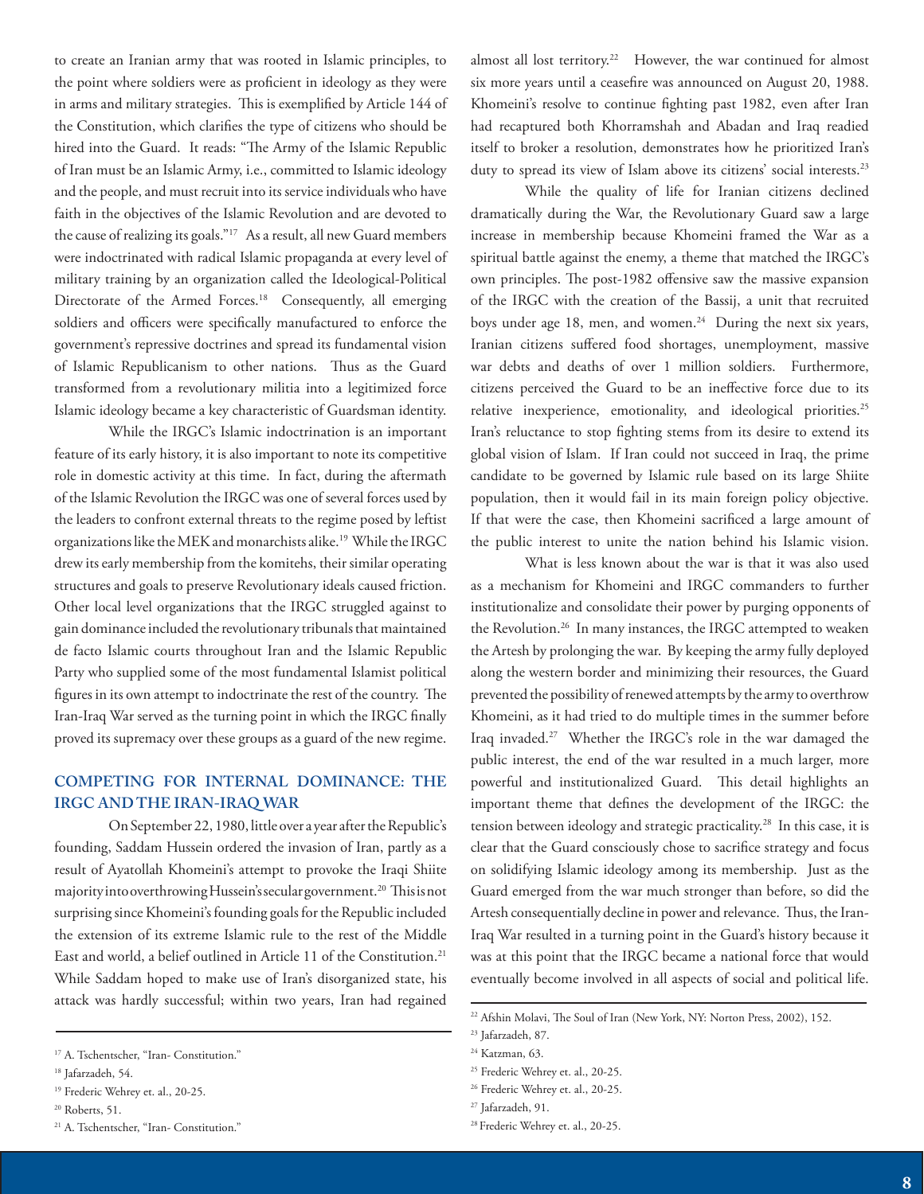to create an Iranian army that was rooted in Islamic principles, to the point where soldiers were as proficient in ideology as they were in arms and military strategies. This is exemplified by Article 144 of the Constitution, which clarifies the type of citizens who should be hired into the Guard. It reads: "The Army of the Islamic Republic of Iran must be an Islamic Army, i.e., committed to Islamic ideology and the people, and must recruit into its service individuals who have faith in the objectives of the Islamic Revolution and are devoted to the cause of realizing its goals."[17] As a result, all new Guard members were indoctrinated with radical Islamic propaganda at every level of military training by an organization called the Ideological-Political Directorate of the Armed Forces.[18] Consequently, all emerging soldiers and officers were specifically manufactured to enforce the government's repressive doctrines and spread its fundamental vision of Islamic Republicanism to other nations. Thus as the Guard transformed from a revolutionary militia into a legitimized force Islamic ideology became a key characteristic of Guardsman identity.

While the IRGC's Islamic indoctrination is an important feature of its early history, it is also important to note its competitive role in domestic activity at this time. In fact, during the aftermath of the Islamic Revolution the IRGC was one of several forces used by the leaders to confront external threats to the regime posed by leftist organizations like the MEK and monarchists alike.[19] While the IRGC drew its early membership from the komitehs, their similar operating structures and goals to preserve Revolutionary ideals caused friction. Other local level organizations that the IRGC struggled against to gain dominance included the revolutionary tribunals that maintained de facto Islamic courts throughout Iran and the Islamic Republic Party who supplied some of the most fundamental Islamist political figures in its own attempt to indoctrinate the rest of the country. The Iran-Iraq War served as the turning point in which the IRGC finally proved its supremacy over these groups as a guard of the new regime.

## COMPETING FOR INTERNAL DOMINANCE: THE IRGC AND THE IRAN-IRAQ WAR

On September 22, 1980, little over a year after the Republic's founding, Saddam Hussein ordered the invasion of Iran, partly as a result of Ayatollah Khomeini's attempt to provoke the Iraqi Shiite majority into overthrowing Hussein's secular government.[20] This is not surprising since Khomeini's founding goals for the Republic included the extension of its extreme Islamic rule to the rest of the Middle East and world, a belief outlined in Article 11 of the Constitution.[21] While Saddam hoped to make use of Iran's disorganized state, his attack was hardly successful; within two years, Iran had regained almost all lost territory.[22] However, the war continued for almost six more years until a ceasefire was announced on August 20, 1988. Khomeini's resolve to continue fighting past 1982, even after Iran had recaptured both Khorramshah and Abadan and Iraq readied itself to broker a resolution, demonstrates how he prioritized Iran's duty to spread its view of Islam above its citizens' social interests.[23]

While the quality of life for Iranian citizens declined dramatically during the War, the Revolutionary Guard saw a large increase in membership because Khomeini framed the War as a spiritual battle against the enemy, a theme that matched the IRGC's own principles. The post-1982 offensive saw the massive expansion of the IRGC with the creation of the Bassij, a unit that recruited boys under age 18, men, and women.[24] During the next six years, Iranian citizens suffered food shortages, unemployment, massive war debts and deaths of over 1 million soldiers. Furthermore, citizens perceived the Guard to be an ineffective force due to its relative inexperience, emotionality, and ideological priorities.[25] Iran's reluctance to stop fighting stems from its desire to extend its global vision of Islam. If Iran could not succeed in Iraq, the prime candidate to be governed by Islamic rule based on its large Shiite population, then it would fail in its main foreign policy objective. If that were the case, then Khomeini sacrificed a large amount of the public interest to unite the nation behind his Islamic vision.

What is less known about the war is that it was also used as a mechanism for Khomeini and IRGC commanders to further institutionalize and consolidate their power by purging opponents of the Revolution.[26] In many instances, the IRGC attempted to weaken the Artesh by prolonging the war. By keeping the army fully deployed along the western border and minimizing their resources, the Guard prevented the possibility of renewed attempts by the army to overthrow Khomeini, as it had tried to do multiple times in the summer before Iraq invaded.[27] Whether the IRGC's role in the war damaged the public interest, the end of the war resulted in a much larger, more powerful and institutionalized Guard. This detail highlights an important theme that defines the development of the IRGC: the tension between ideology and strategic practicality.[28] In this case, it is clear that the Guard consciously chose to sacrifice strategy and focus on solidifying Islamic ideology among its membership. Just as the Guard emerged from the war much stronger than before, so did the Artesh consequentially decline in power and relevance. Thus, the Iran-Iraq War resulted in a turning point in the Guard's history because it was at this point that the IRGC became a national force that would eventually become involved in all aspects of social and political life.

---

[17] A. Tschentscher, "Iran- Constitution."

[18] Jafarzadeh, 54.

[19] Frederic Wehrey et. al., 20-25.

[20] Roberts, 51.

[21] A. Tschentscher, "Iran- Constitution."

[22] Afshin Molavi, The Soul of Iran (New York, NY: Norton Press, 2002), 152.

[23] Jafarzadeh, 87.

[24] Katzman, 63.

[25] Frederic Wehrey et. al., 20-25.

[26] Frederic Wehrey et. al., 20-25.

[27] Jafarzadeh, 91.

[28] Frederic Wehrey et. al., 20-25.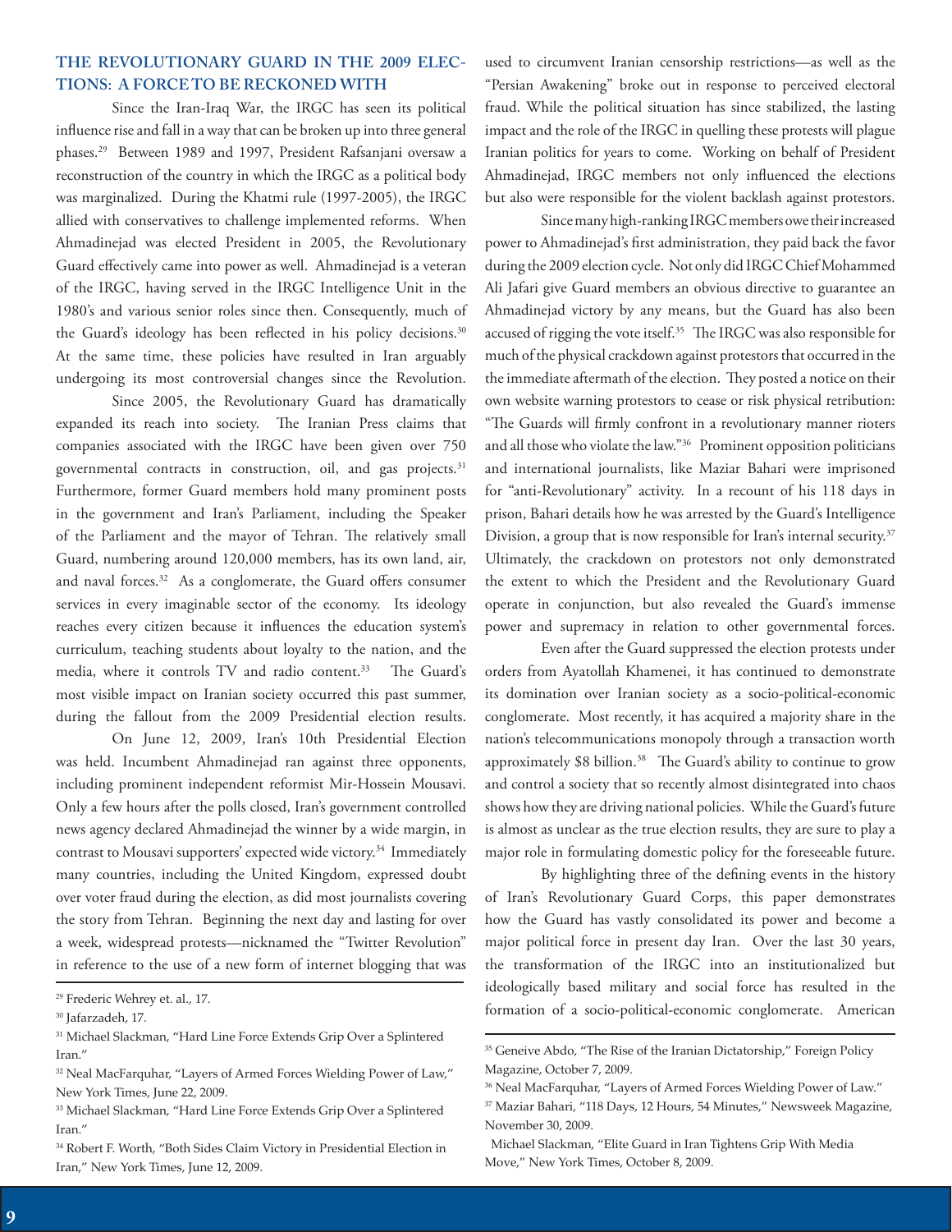## THE REVOLUTIONARY GUARD IN THE 2009 ELECTIONS: A FORCE TO BE RECKONED WITH

Since the Iran-Iraq War, the IRGC has seen its political influence rise and fall in a way that can be broken up into three general phases.[29] Between 1989 and 1997, President Rafsanjani oversaw a reconstruction of the country in which the IRGC as a political body was marginalized. During the Khatmi rule (1997-2005), the IRGC allied with conservatives to challenge implemented reforms. When Ahmadinejad was elected President in 2005, the Revolutionary Guard effectively came into power as well. Ahmadinejad is a veteran of the IRGC, having served in the IRGC Intelligence Unit in the 1980's and various senior roles since then. Consequently, much of the Guard's ideology has been reflected in his policy decisions.[30] At the same time, these policies have resulted in Iran arguably undergoing its most controversial changes since the Revolution.

Since 2005, the Revolutionary Guard has dramatically expanded its reach into society. The Iranian Press claims that companies associated with the IRGC have been given over 750 governmental contracts in construction, oil, and gas projects.[31] Furthermore, former Guard members hold many prominent posts in the government and Iran's Parliament, including the Speaker of the Parliament and the mayor of Tehran. The relatively small Guard, numbering around 120,000 members, has its own land, air, and naval forces.[32] As a conglomerate, the Guard offers consumer services in every imaginable sector of the economy. Its ideology reaches every citizen because it influences the education system's curriculum, teaching students about loyalty to the nation, and the media, where it controls TV and radio content.[33] The Guard's most visible impact on Iranian society occurred this past summer, during the fallout from the 2009 Presidential election results.

On June 12, 2009, Iran's 10th Presidential Election was held. Incumbent Ahmadinejad ran against three opponents, including prominent independent reformist Mir-Hossein Mousavi. Only a few hours after the polls closed, Iran's government controlled news agency declared Ahmadinejad the winner by a wide margin, in contrast to Mousavi supporters' expected wide victory.[34] Immediately many countries, including the United Kingdom, expressed doubt over voter fraud during the election, as did most journalists covering the story from Tehran. Beginning the next day and lasting for over a week, widespread protests—nicknamed the "Twitter Revolution" in reference to the use of a new form of internet blogging that was used to circumvent Iranian censorship restrictions—as well as the "Persian Awakening" broke out in response to perceived electoral fraud. While the political situation has since stabilized, the lasting impact and the role of the IRGC in quelling these protests will plague Iranian politics for years to come. Working on behalf of President Ahmadinejad, IRGC members not only influenced the elections but also were responsible for the violent backlash against protestors.

Since many high-ranking IRGC members owe their increased power to Ahmadinejad's first administration, they paid back the favor during the 2009 election cycle. Not only did IRGC Chief Mohammed Ali Jafari give Guard members an obvious directive to guarantee an Ahmadinejad victory by any means, but the Guard has also been accused of rigging the vote itself.[35] The IRGC was also responsible for much of the physical crackdown against protestors that occurred in the the immediate aftermath of the election. They posted a notice on their own website warning protestors to cease or risk physical retribution: "The Guards will firmly confront in a revolutionary manner rioters and all those who violate the law."[36] Prominent opposition politicians and international journalists, like Maziar Bahari were imprisoned for "anti-Revolutionary" activity. In a recount of his 118 days in prison, Bahari details how he was arrested by the Guard's Intelligence Division, a group that is now responsible for Iran's internal security.[37] Ultimately, the crackdown on protestors not only demonstrated the extent to which the President and the Revolutionary Guard operate in conjunction, but also revealed the Guard's immense power and supremacy in relation to other governmental forces.

Even after the Guard suppressed the election protests under orders from Ayatollah Khamenei, it has continued to demonstrate its domination over Iranian society as a socio-political-economic conglomerate. Most recently, it has acquired a majority share in the nation's telecommunications monopoly through a transaction worth approximately $8 billion.[38] The Guard's ability to continue to grow and control a society that so recently almost disintegrated into chaos shows how they are driving national policies. While the Guard's future is almost as unclear as the true election results, they are sure to play a major role in formulating domestic policy for the foreseeable future.

By highlighting three of the defining events in the history of Iran's Revolutionary Guard Corps, this paper demonstrates how the Guard has vastly consolidated its power and become a major political force in present day Iran. Over the last 30 years, the transformation of the IRGC into an institutionalized but ideologically based military and social force has resulted in the formation of a socio-political-economic conglomerate. American

---

[29] Frederic Wehrey et. al., 17.

[30] Jafarzadeh, 17.

[31] Michael Slackman, "Hard Line Force Extends Grip Over a Splintered Iran."

[32] Neal MacFarquhar, "Layers of Armed Forces Wielding Power of Law," New York Times, June 22, 2009.

[33] Michael Slackman, "Hard Line Force Extends Grip Over a Splintered Iran."

[34] Robert F. Worth, "Both Sides Claim Victory in Presidential Election in Iran," New York Times, June 12, 2009.

[35] Geneive Abdo, "The Rise of the Iranian Dictatorship," Foreign Policy Magazine, October 7, 2009.

[36] Neal MacFarquhar, "Layers of Armed Forces Wielding Power of Law."

[37] Maziar Bahari, "118 Days, 12 Hours, 54 Minutes," Newsweek Magazine, November 30, 2009.

Michael Slackman, "Elite Guard in Iran Tightens Grip With Media Move," New York Times, October 8, 2009.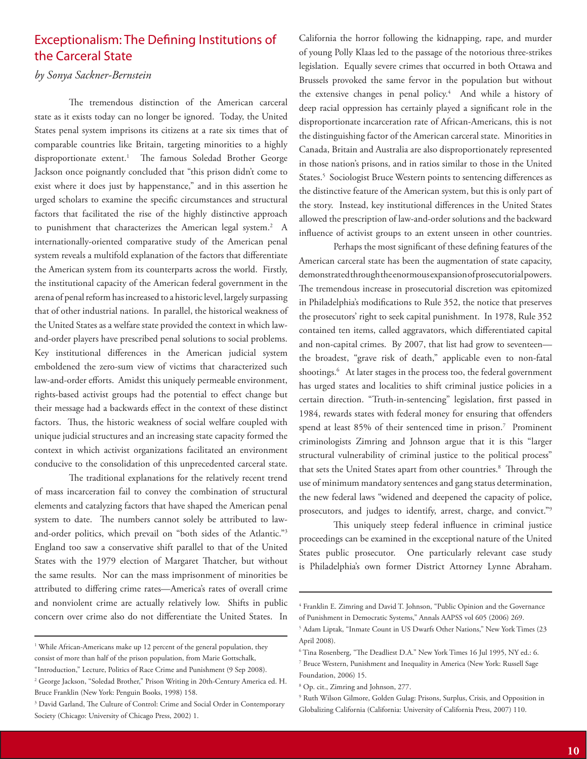## Exceptionalism: The Defining Institutions of the Carceral State

*by Sonya Sackner-Bernstein*

The tremendous distinction of the American carceral state as it exists today can no longer be ignored. Today, the United States penal system imprisons its citizens at a rate six times that of comparable countries like Britain, targeting minorities to a highly disproportionate extent.[1] The famous Soledad Brother George Jackson once poignantly concluded that "this prison didn't come to exist where it does just by happenstance," and in this assertion he urged scholars to examine the specific circumstances and structural factors that facilitated the rise of the highly distinctive approach to punishment that characterizes the American legal system.[2] A internationally-oriented comparative study of the American penal system reveals a multifold explanation of the factors that differentiate the American system from its counterparts across the world. Firstly, the institutional capacity of the American federal government in the arena of penal reform has increased to a historic level, largely surpassing that of other industrial nations. In parallel, the historical weakness of the United States as a welfare state provided the context in which law-and-order players have prescribed penal solutions to social problems. Key institutional differences in the American judicial system emboldened the zero-sum view of victims that characterized such law-and-order efforts. Amidst this uniquely permeable environment, rights-based activist groups had the potential to effect change but their message had a backwards effect in the context of these distinct factors. Thus, the historic weakness of social welfare coupled with unique judicial structures and an increasing state capacity formed the context in which activist organizations facilitated an environment conducive to the consolidation of this unprecedented carceral state.

The traditional explanations for the relatively recent trend of mass incarceration fail to convey the combination of structural elements and catalyzing factors that have shaped the American penal system to date. The numbers cannot solely be attributed to law-and-order politics, which prevail on "both sides of the Atlantic."[3] England too saw a conservative shift parallel to that of the United States with the 1979 election of Margaret Thatcher, but without the same results. Nor can the mass imprisonment of minorities be attributed to differing crime rates—America's rates of overall crime and nonviolent crime are actually relatively low. Shifts in public concern over crime also do not differentiate the United States. In California the horror following the kidnapping, rape, and murder of young Polly Klaas led to the passage of the notorious three-strikes legislation. Equally severe crimes that occurred in both Ottawa and Brussels provoked the same fervor in the population but without the extensive changes in penal policy.[4] And while a history of deep racial oppression has certainly played a significant role in the disproportionate incarceration rate of African-Americans, this is not the distinguishing factor of the American carceral state. Minorities in Canada, Britain and Australia are also disproportionately represented in those nation's prisons, and in ratios similar to those in the United States.[5] Sociologist Bruce Western points to sentencing differences as the distinctive feature of the American system, but this is only part of the story. Instead, key institutional differences in the United States allowed the prescription of law-and-order solutions and the backward influence of activist groups to an extent unseen in other countries.

Perhaps the most significant of these defining features of the American carceral state has been the augmentation of state capacity, demonstrated through the enormous expansion of prosecutorial powers. The tremendous increase in prosecutorial discretion was epitomized in Philadelphia's modifications to Rule 352, the notice that preserves the prosecutors' right to seek capital punishment. In 1978, Rule 352 contained ten items, called aggravators, which differentiated capital and non-capital crimes. By 2007, that list had grow to seventeen—the broadest, "grave risk of death," applicable even to non-fatal shootings.[6] At later stages in the process too, the federal government has urged states and localities to shift criminal justice policies in a certain direction. "Truth-in-sentencing" legislation, first passed in 1984, rewards states with federal money for ensuring that offenders spend at least 85% of their sentenced time in prison.[7] Prominent criminologists Zimring and Johnson argue that it is this "larger structural vulnerability of criminal justice to the political process" that sets the United States apart from other countries.[8] Through the use of minimum mandatory sentences and gang status determination, the new federal laws "widened and deepened the capacity of police, prosecutors, and judges to identify, arrest, charge, and convict."[9]

This uniquely steep federal influence in criminal justice proceedings can be examined in the exceptional nature of the United States public prosecutor. One particularly relevant case study is Philadelphia's own former District Attorney Lynne Abraham.

---

[1] While African-Americans make up 12 percent of the general population, they consist of more than half of the prison population, from Marie Gottschalk, "Introduction," Lecture, Politics of Race Crime and Punishment (9 Sep 2008).

[2] George Jackson, "Soledad Brother," Prison Writing in 20th-Century America ed. H. Bruce Franklin (New York: Penguin Books, 1998) 158.

[3] David Garland, The Culture of Control: Crime and Social Order in Contemporary Society (Chicago: University of Chicago Press, 2002) 1.

[4] Franklin E. Zimring and David T. Johnson, "Public Opinion and the Governance of Punishment in Democratic Systems," Annals AAPSS vol 605 (2006) 269.

[5] Adam Liptak, "Inmate Count in US Dwarfs Other Nations," New York Times (23 April 2008).

[6] Tina Rosenberg, "The Deadliest D.A." New York Times 16 Jul 1995, NY ed.: 6.

[7] Bruce Western, Punishment and Inequality in America (New York: Russell Sage Foundation, 2006) 15.

[8] Op. cit., Zimring and Johnson, 277.

[9] Ruth Wilson Gilmore, Golden Gulag: Prisons, Surplus, Crisis, and Opposition in Globalizing California (California: University of California Press, 2007) 110.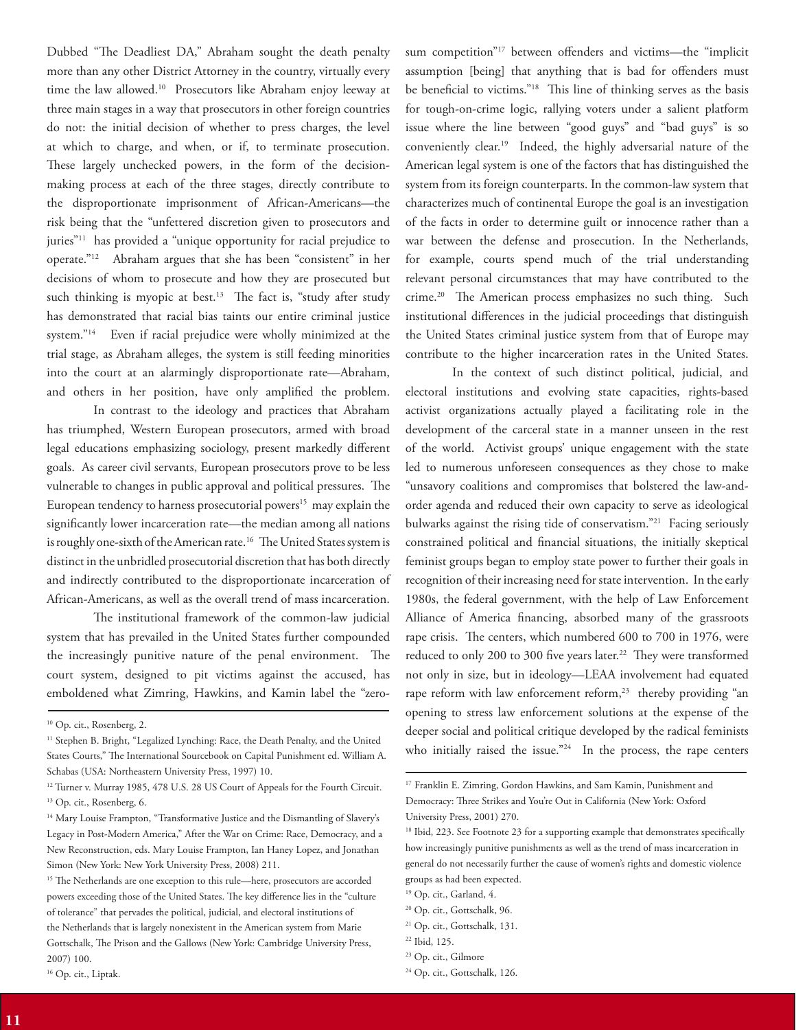Dubbed "The Deadliest DA," Abraham sought the death penalty more than any other District Attorney in the country, virtually every time the law allowed.[10] Prosecutors like Abraham enjoy leeway at three main stages in a way that prosecutors in other foreign countries do not: the initial decision of whether to press charges, the level at which to charge, and when, or if, to terminate prosecution. These largely unchecked powers, in the form of the decision-making process at each of the three stages, directly contribute to the disproportionate imprisonment of African-Americans—the risk being that the "unfettered discretion given to prosecutors and juries"[11] has provided a "unique opportunity for racial prejudice to operate."[12] Abraham argues that she has been "consistent" in her decisions of whom to prosecute and how they are prosecuted but such thinking is myopic at best.[13] The fact is, "study after study has demonstrated that racial bias taints our entire criminal justice system."[14] Even if racial prejudice were wholly minimized at the trial stage, as Abraham alleges, the system is still feeding minorities into the court at an alarmingly disproportionate rate—Abraham, and others in her position, have only amplified the problem.

In contrast to the ideology and practices that Abraham has triumphed, Western European prosecutors, armed with broad legal educations emphasizing sociology, present markedly different goals. As career civil servants, European prosecutors prove to be less vulnerable to changes in public approval and political pressures. The European tendency to harness prosecutorial powers[15] may explain the significantly lower incarceration rate—the median among all nations is roughly one-sixth of the American rate.[16] The United States system is distinct in the unbridled prosecutorial discretion that has both directly and indirectly contributed to the disproportionate incarceration of African-Americans, as well as the overall trend of mass incarceration.

The institutional framework of the common-law judicial system that has prevailed in the United States further compounded the increasingly punitive nature of the penal environment. The court system, designed to pit victims against the accused, has emboldened what Zimring, Hawkins, and Kamin label the "zero-sum competition"[17] between offenders and victims—the "implicit assumption [being] that anything that is bad for offenders must be beneficial to victims."[18] This line of thinking serves as the basis for tough-on-crime logic, rallying voters under a salient platform issue where the line between "good guys" and "bad guys" is so conveniently clear.[19] Indeed, the highly adversarial nature of the American legal system is one of the factors that has distinguished the system from its foreign counterparts. In the common-law system that characterizes much of continental Europe the goal is an investigation of the facts in order to determine guilt or innocence rather than a war between the defense and prosecution. In the Netherlands, for example, courts spend much of the trial understanding relevant personal circumstances that may have contributed to the crime.[20] The American process emphasizes no such thing. Such institutional differences in the judicial proceedings that distinguish the United States criminal justice system from that of Europe may contribute to the higher incarceration rates in the United States.

In the context of such distinct political, judicial, and electoral institutions and evolving state capacities, rights-based activist organizations actually played a facilitating role in the development of the carceral state in a manner unseen in the rest of the world. Activist groups' unique engagement with the state led to numerous unforeseen consequences as they chose to make "unsavory coalitions and compromises that bolstered the law-and-order agenda and reduced their own capacity to serve as ideological bulwarks against the rising tide of conservatism."[21] Facing seriously constrained political and financial situations, the initially skeptical feminist groups began to employ state power to further their goals in recognition of their increasing need for state intervention. In the early 1980s, the federal government, with the help of Law Enforcement Alliance of America financing, absorbed many of the grassroots rape crisis. The centers, which numbered 600 to 700 in 1976, were reduced to only 200 to 300 five years later.[22] They were transformed not only in size, but in ideology—LEAA involvement had equated rape reform with law enforcement reform,[23] thereby providing "an opening to stress law enforcement solutions at the expense of the deeper social and political critique developed by the radical feminists who initially raised the issue."[24] In the process, the rape centers

---

[10] Op. cit., Rosenberg, 2.

[11] Stephen B. Bright, "Legalized Lynching: Race, the Death Penalty, and the United States Courts," The International Sourcebook on Capital Punishment ed. William A. Schabas (USA: Northeastern University Press, 1997) 10.

[12] Turner v. Murray 1985, 478 U.S. 28 US Court of Appeals for the Fourth Circuit.

[13] Op. cit., Rosenberg, 6.

[14] Mary Louise Frampton, "Transformative Justice and the Dismantling of Slavery's Legacy in Post-Modern America," After the War on Crime: Race, Democracy, and a New Reconstruction, eds. Mary Louise Frampton, Ian Haney Lopez, and Jonathan Simon (New York: New York University Press, 2008) 211.

[15] The Netherlands are one exception to this rule—here, prosecutors are accorded powers exceeding those of the United States. The key difference lies in the "culture of tolerance" that pervades the political, judicial, and electoral institutions of the Netherlands that is largely nonexistent in the American system from Marie Gottschalk, The Prison and the Gallows (New York: Cambridge University Press, 2007) 100.

[16] Op. cit., Liptak.

[17] Franklin E. Zimring, Gordon Hawkins, and Sam Kamin, Punishment and Democracy: Three Strikes and You're Out in California (New York: Oxford University Press, 2001) 270.

[18] Ibid, 223. See Footnote 23 for a supporting example that demonstrates specifically how increasingly punitive punishments as well as the trend of mass incarceration in general do not necessarily further the cause of women's rights and domestic violence groups as had been expected.

[19] Op. cit., Garland, 4.

[20] Op. cit., Gottschalk, 96.

[21] Op. cit., Gottschalk, 131.

[22] Ibid, 125.

[23] Op. cit., Gilmore

[24] Op. cit., Gottschalk, 126.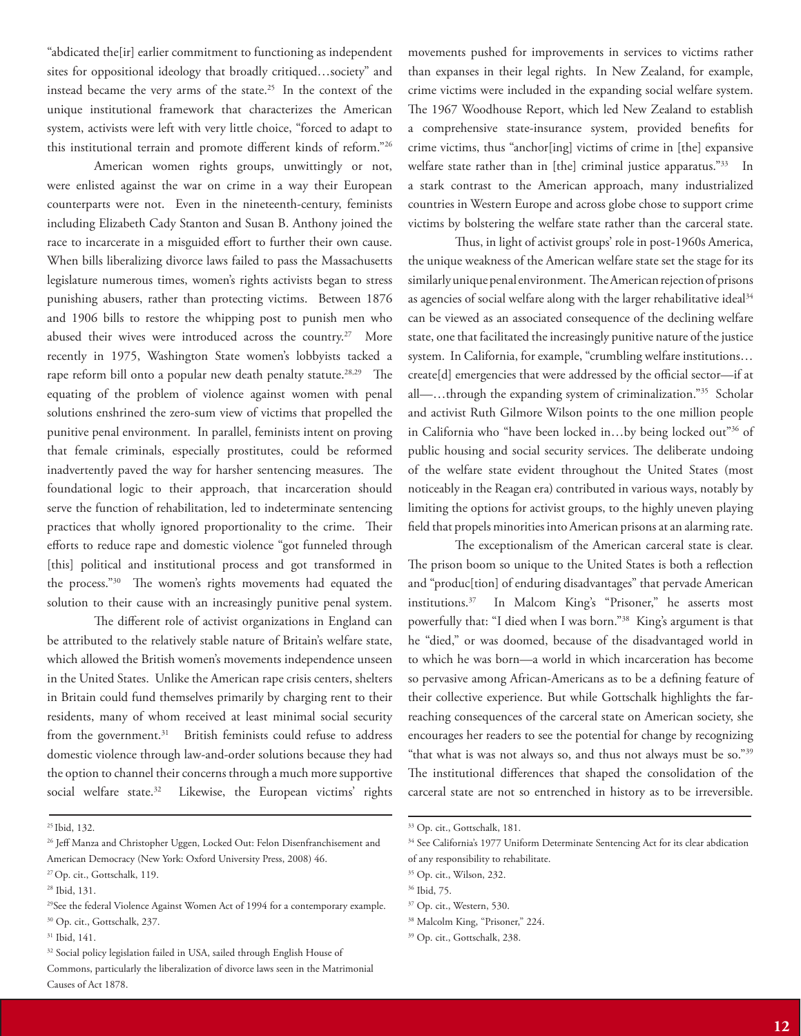"abdicated the[ir] earlier commitment to functioning as independent sites for oppositional ideology that broadly critiqued…society" and instead became the very arms of the state.[25] In the context of the unique institutional framework that characterizes the American system, activists were left with very little choice, "forced to adapt to this institutional terrain and promote different kinds of reform."[26]

American women rights groups, unwittingly or not, were enlisted against the war on crime in a way their European counterparts were not. Even in the nineteenth-century, feminists including Elizabeth Cady Stanton and Susan B. Anthony joined the race to incarcerate in a misguided effort to further their own cause. When bills liberalizing divorce laws failed to pass the Massachusetts legislature numerous times, women's rights activists began to stress punishing abusers, rather than protecting victims. Between 1876 and 1906 bills to restore the whipping post to punish men who abused their wives were introduced across the country.[27] More recently in 1975, Washington State women's lobbyists tacked a rape reform bill onto a popular new death penalty statute.[28,29] The equating of the problem of violence against women with penal solutions enshrined the zero-sum view of victims that propelled the punitive penal environment. In parallel, feminists intent on proving that female criminals, especially prostitutes, could be reformed inadvertently paved the way for harsher sentencing measures. The foundational logic to their approach, that incarceration should serve the function of rehabilitation, led to indeterminate sentencing practices that wholly ignored proportionality to the crime. Their efforts to reduce rape and domestic violence "got funneled through [this] political and institutional process and got transformed in the process."[30] The women's rights movements had equated the solution to their cause with an increasingly punitive penal system.

The different role of activist organizations in England can be attributed to the relatively stable nature of Britain's welfare state, which allowed the British women's movements independence unseen in the United States. Unlike the American rape crisis centers, shelters in Britain could fund themselves primarily by charging rent to their residents, many of whom received at least minimal social security from the government.[31] British feminists could refuse to address domestic violence through law-and-order solutions because they had the option to channel their concerns through a much more supportive social welfare state.[32] Likewise, the European victims' rights movements pushed for improvements in services to victims rather than expanses in their legal rights. In New Zealand, for example, crime victims were included in the expanding social welfare system. The 1967 Woodhouse Report, which led New Zealand to establish a comprehensive state-insurance system, provided benefits for crime victims, thus "anchor[ing] victims of crime in [the] expansive welfare state rather than in [the] criminal justice apparatus."[33] In a stark contrast to the American approach, many industrialized countries in Western Europe and across globe chose to support crime victims by bolstering the welfare state rather than the carceral state.

Thus, in light of activist groups' role in post-1960s America, the unique weakness of the American welfare state set the stage for its similarly unique penal environment. The American rejection of prisons as agencies of social welfare along with the larger rehabilitative ideal[34] can be viewed as an associated consequence of the declining welfare state, one that facilitated the increasingly punitive nature of the justice system. In California, for example, "crumbling welfare institutions… create[d] emergencies that were addressed by the official sector—if at all—…through the expanding system of criminalization."[35] Scholar and activist Ruth Gilmore Wilson points to the one million people in California who "have been locked in…by being locked out"[36] of public housing and social security services. The deliberate undoing of the welfare state evident throughout the United States (most noticeably in the Reagan era) contributed in various ways, notably by limiting the options for activist groups, to the highly uneven playing field that propels minorities into American prisons at an alarming rate.

The exceptionalism of the American carceral state is clear. The prison boom so unique to the United States is both a reflection and "produc[tion] of enduring disadvantages" that pervade American institutions.[37] In Malcom King's "Prisoner," he asserts most powerfully that: "I died when I was born."[38] King's argument is that he "died," or was doomed, because of the disadvantaged world in to which he was born—a world in which incarceration has become so pervasive among African-Americans as to be a defining feature of their collective experience. But while Gottschalk highlights the far-reaching consequences of the carceral state on American society, she encourages her readers to see the potential for change by recognizing "that what is was not always so, and thus not always must be so."[39] The institutional differences that shaped the consolidation of the carceral state are not so entrenched in history as to be irreversible.

---

[25] Ibid, 132.

[26] Jeff Manza and Christopher Uggen, Locked Out: Felon Disenfranchisement and American Democracy (New York: Oxford University Press, 2008) 46.

[27] Op. cit., Gottschalk, 119.

[28] Ibid, 131.

[29] See the federal Violence Against Women Act of 1994 for a contemporary example.

[30] Op. cit., Gottschalk, 237.

[31] Ibid, 141.

[32] Social policy legislation failed in USA, sailed through English House of Commons, particularly the liberalization of divorce laws seen in the Matrimonial Causes of Act 1878.

[33] Op. cit., Gottschalk, 181.

[34] See California's 1977 Uniform Determinate Sentencing Act for its clear abdication of any responsibility to rehabilitate.

[35] Op. cit., Wilson, 232.

[36] Ibid, 75.

[37] Op. cit., Western, 530.

[38] Malcolm King, "Prisoner," 224.

[39] Op. cit., Gottschalk, 238.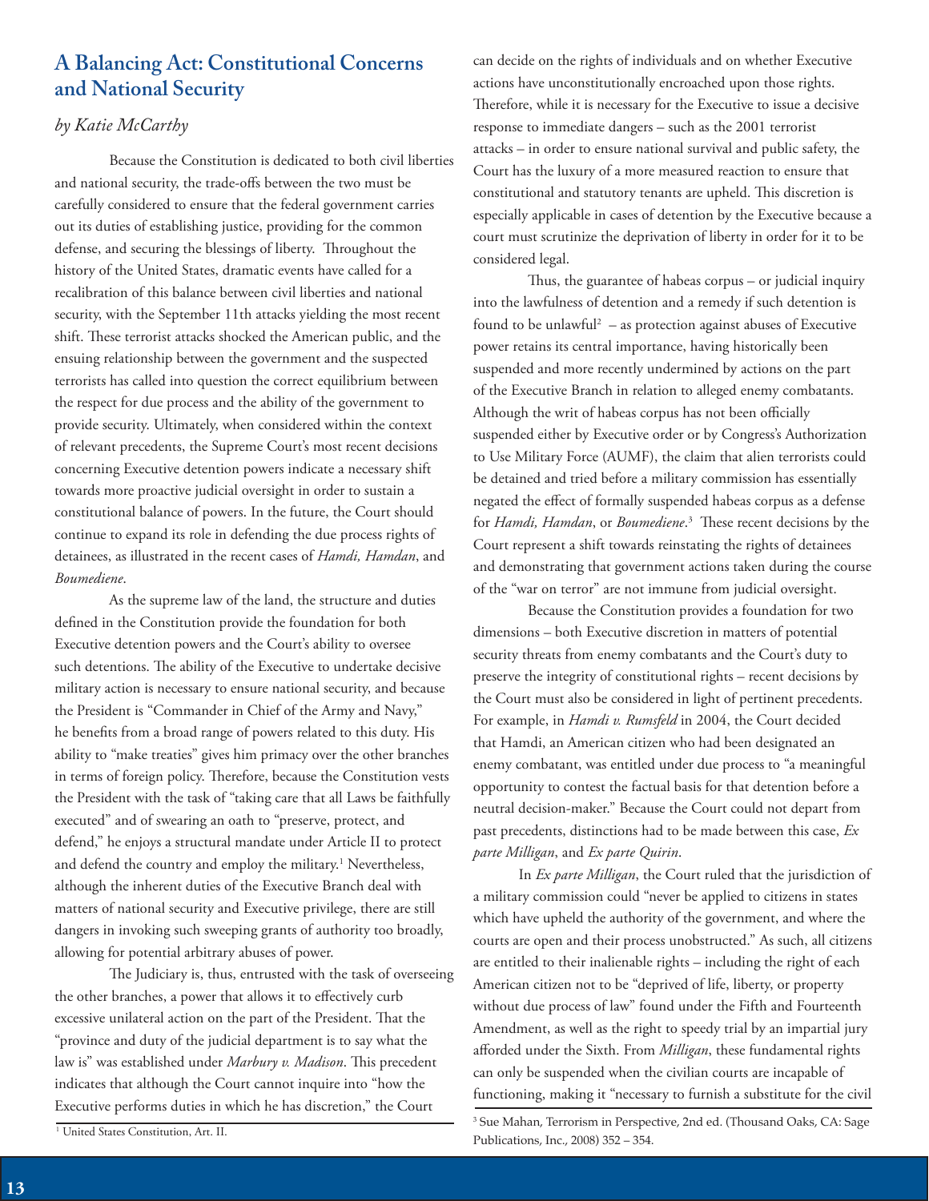## A Balancing Act: Constitutional Concerns and National Security

*by Katie McCarthy*

Because the Constitution is dedicated to both civil liberties and national security, the trade-offs between the two must be carefully considered to ensure that the federal government carries out its duties of establishing justice, providing for the common defense, and securing the blessings of liberty. Throughout the history of the United States, dramatic events have called for a recalibration of this balance between civil liberties and national security, with the September 11th attacks yielding the most recent shift. These terrorist attacks shocked the American public, and the ensuing relationship between the government and the suspected terrorists has called into question the correct equilibrium between the respect for due process and the ability of the government to provide security. Ultimately, when considered within the context of relevant precedents, the Supreme Court's most recent decisions concerning Executive detention powers indicate a necessary shift towards more proactive judicial oversight in order to sustain a constitutional balance of powers. In the future, the Court should continue to expand its role in defending the due process rights of detainees, as illustrated in the recent cases of *Hamdi, Hamdan*, and *Boumediene*.

As the supreme law of the land, the structure and duties defined in the Constitution provide the foundation for both Executive detention powers and the Court's ability to oversee such detentions. The ability of the Executive to undertake decisive military action is necessary to ensure national security, and because the President is "Commander in Chief of the Army and Navy," he benefits from a broad range of powers related to this duty. His ability to "make treaties" gives him primacy over the other branches in terms of foreign policy. Therefore, because the Constitution vests the President with the task of "taking care that all Laws be faithfully executed" and of swearing an oath to "preserve, protect, and defend," he enjoys a structural mandate under Article II to protect and defend the country and employ the military.[1] Nevertheless, although the inherent duties of the Executive Branch deal with matters of national security and Executive privilege, there are still dangers in invoking such sweeping grants of authority too broadly, allowing for potential arbitrary abuses of power.

The Judiciary is, thus, entrusted with the task of overseeing the other branches, a power that allows it to effectively curb excessive unilateral action on the part of the President. That the "province and duty of the judicial department is to say what the law is" was established under *Marbury v. Madison*. This precedent indicates that although the Court cannot inquire into "how the Executive performs duties in which he has discretion," the Court can decide on the rights of individuals and on whether Executive actions have unconstitutionally encroached upon those rights. Therefore, while it is necessary for the Executive to issue a decisive response to immediate dangers – such as the 2001 terrorist attacks – in order to ensure national survival and public safety, the Court has the luxury of a more measured reaction to ensure that constitutional and statutory tenants are upheld. This discretion is especially applicable in cases of detention by the Executive because a court must scrutinize the deprivation of liberty in order for it to be considered legal.

Thus, the guarantee of habeas corpus – or judicial inquiry into the lawfulness of detention and a remedy if such detention is found to be unlawful[2] – as protection against abuses of Executive power retains its central importance, having historically been suspended and more recently undermined by actions on the part of the Executive Branch in relation to alleged enemy combatants. Although the writ of habeas corpus has not been officially suspended either by Executive order or by Congress's Authorization to Use Military Force (AUMF), the claim that alien terrorists could be detained and tried before a military commission has essentially negated the effect of formally suspended habeas corpus as a defense for *Hamdi, Hamdan*, or *Boumediene*.[3] These recent decisions by the Court represent a shift towards reinstating the rights of detainees and demonstrating that government actions taken during the course of the "war on terror" are not immune from judicial oversight.

Because the Constitution provides a foundation for two dimensions – both Executive discretion in matters of potential security threats from enemy combatants and the Court's duty to preserve the integrity of constitutional rights – recent decisions by the Court must also be considered in light of pertinent precedents. For example, in *Hamdi v. Rumsfeld* in 2004, the Court decided that Hamdi, an American citizen who had been designated an enemy combatant, was entitled under due process to "a meaningful opportunity to contest the factual basis for that detention before a neutral decision-maker." Because the Court could not depart from past precedents, distinctions had to be made between this case, *Ex parte Milligan*, and *Ex parte Quirin*.

In *Ex parte Milligan*, the Court ruled that the jurisdiction of a military commission could "never be applied to citizens in states which have upheld the authority of the government, and where the courts are open and their process unobstructed." As such, all citizens are entitled to their inalienable rights – including the right of each American citizen not to be "deprived of life, liberty, or property without due process of law" found under the Fifth and Fourteenth Amendment, as well as the right to speedy trial by an impartial jury afforded under the Sixth. From *Milligan*, these fundamental rights can only be suspended when the civilian courts are incapable of functioning, making it "necessary to furnish a substitute for the civil

---

[1] United States Constitution, Art. II.

[3] Sue Mahan, Terrorism in Perspective, 2nd ed. (Thousand Oaks, CA: Sage Publications, Inc., 2008) 352 – 354.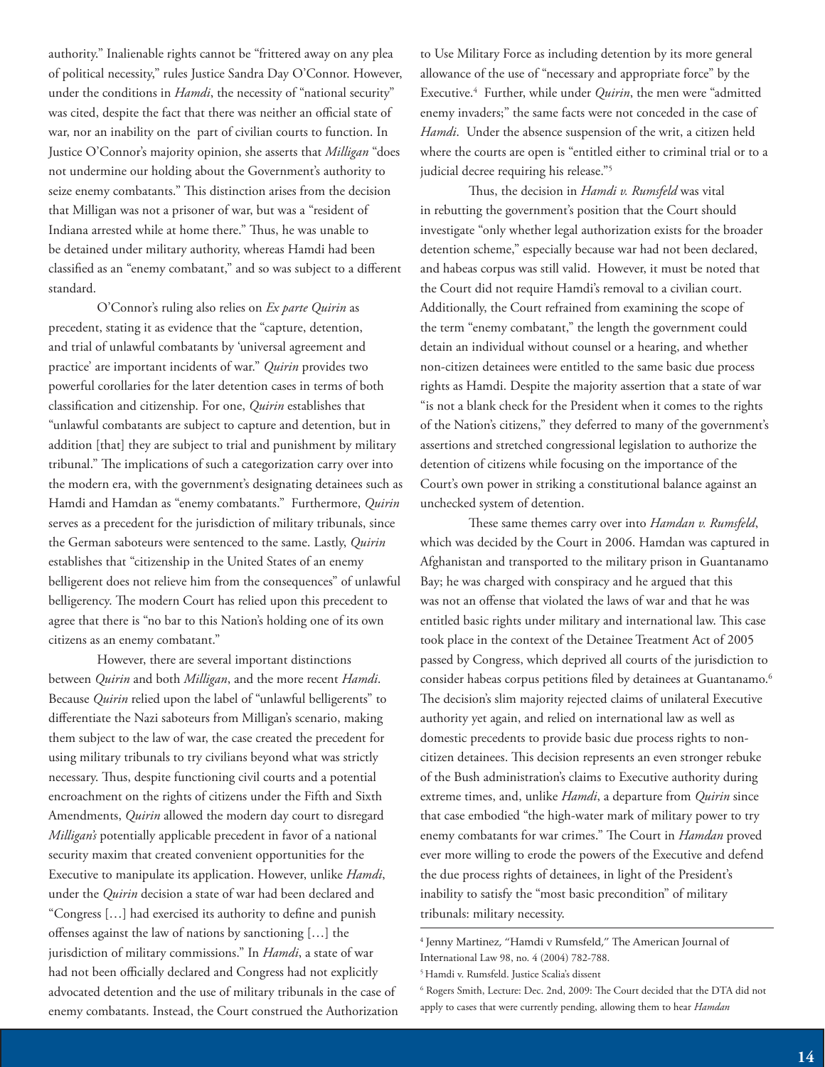authority." Inalienable rights cannot be "frittered away on any plea of political necessity," rules Justice Sandra Day O'Connor. However, under the conditions in *Hamdi*, the necessity of "national security" was cited, despite the fact that there was neither an official state of war, nor an inability on the part of civilian courts to function. In Justice O'Connor's majority opinion, she asserts that *Milligan* "does not undermine our holding about the Government's authority to seize enemy combatants." This distinction arises from the decision that Milligan was not a prisoner of war, but was a "resident of Indiana arrested while at home there." Thus, he was unable to be detained under military authority, whereas Hamdi had been classified as an "enemy combatant," and so was subject to a different standard.

O'Connor's ruling also relies on *Ex parte Quirin* as precedent, stating it as evidence that the "capture, detention, and trial of unlawful combatants by 'universal agreement and practice' are important incidents of war." *Quirin* provides two powerful corollaries for the later detention cases in terms of both classification and citizenship. For one, *Quirin* establishes that "unlawful combatants are subject to capture and detention, but in addition [that] they are subject to trial and punishment by military tribunal." The implications of such a categorization carry over into the modern era, with the government's designating detainees such as Hamdi and Hamdan as "enemy combatants." Furthermore, *Quirin* serves as a precedent for the jurisdiction of military tribunals, since the German saboteurs were sentenced to the same. Lastly, *Quirin* establishes that "citizenship in the United States of an enemy belligerent does not relieve him from the consequences" of unlawful belligerency. The modern Court has relied upon this precedent to agree that there is "no bar to this Nation's holding one of its own citizens as an enemy combatant."

However, there are several important distinctions between *Quirin* and both *Milligan*, and the more recent *Hamdi*. Because *Quirin* relied upon the label of "unlawful belligerents" to differentiate the Nazi saboteurs from Milligan's scenario, making them subject to the law of war, the case created the precedent for using military tribunals to try civilians beyond what was strictly necessary. Thus, despite functioning civil courts and a potential encroachment on the rights of citizens under the Fifth and Sixth Amendments, *Quirin* allowed the modern day court to disregard *Milligan's* potentially applicable precedent in favor of a national security maxim that created convenient opportunities for the Executive to manipulate its application. However, unlike *Hamdi*, under the *Quirin* decision a state of war had been declared and "Congress […] had exercised its authority to define and punish offenses against the law of nations by sanctioning […] the jurisdiction of military commissions." In *Hamdi*, a state of war had not been officially declared and Congress had not explicitly advocated detention and the use of military tribunals in the case of enemy combatants. Instead, the Court construed the Authorization to Use Military Force as including detention by its more general allowance of the use of "necessary and appropriate force" by the Executive.[4] Further, while under *Quirin*, the men were "admitted enemy invaders;" the same facts were not conceded in the case of *Hamdi*. Under the absence suspension of the writ, a citizen held where the courts are open is "entitled either to criminal trial or to a judicial decree requiring his release."[5]

Thus, the decision in *Hamdi v. Rumsfeld* was vital in rebutting the government's position that the Court should investigate "only whether legal authorization exists for the broader detention scheme," especially because war had not been declared, and habeas corpus was still valid. However, it must be noted that the Court did not require Hamdi's removal to a civilian court. Additionally, the Court refrained from examining the scope of the term "enemy combatant," the length the government could detain an individual without counsel or a hearing, and whether non-citizen detainees were entitled to the same basic due process rights as Hamdi. Despite the majority assertion that a state of war "is not a blank check for the President when it comes to the rights of the Nation's citizens," they deferred to many of the government's assertions and stretched congressional legislation to authorize the detention of citizens while focusing on the importance of the Court's own power in striking a constitutional balance against an unchecked system of detention.

These same themes carry over into *Hamdan v. Rumsfeld*, which was decided by the Court in 2006. Hamdan was captured in Afghanistan and transported to the military prison in Guantanamo Bay; he was charged with conspiracy and he argued that this was not an offense that violated the laws of war and that he was entitled basic rights under military and international law. This case took place in the context of the Detainee Treatment Act of 2005 passed by Congress, which deprived all courts of the jurisdiction to consider habeas corpus petitions filed by detainees at Guantanamo.[6] The decision's slim majority rejected claims of unilateral Executive authority yet again, and relied on international law as well as domestic precedents to provide basic due process rights to non-citizen detainees. This decision represents an even stronger rebuke of the Bush administration's claims to Executive authority during extreme times, and, unlike *Hamdi*, a departure from *Quirin* since that case embodied "the high-water mark of military power to try enemy combatants for war crimes." The Court in *Hamdan* proved ever more willing to erode the powers of the Executive and defend the due process rights of detainees, in light of the President's inability to satisfy the "most basic precondition" of military tribunals: military necessity.

---

[4] Jenny Martinez, "Hamdi v Rumsfeld," The American Journal of International Law 98, no. 4 (2004) 782-788.

[5] Hamdi v. Rumsfeld. Justice Scalia's dissent

[6] Rogers Smith, Lecture: Dec. 2nd, 2009: The Court decided that the DTA did not apply to cases that were currently pending, allowing them to hear *Hamdan*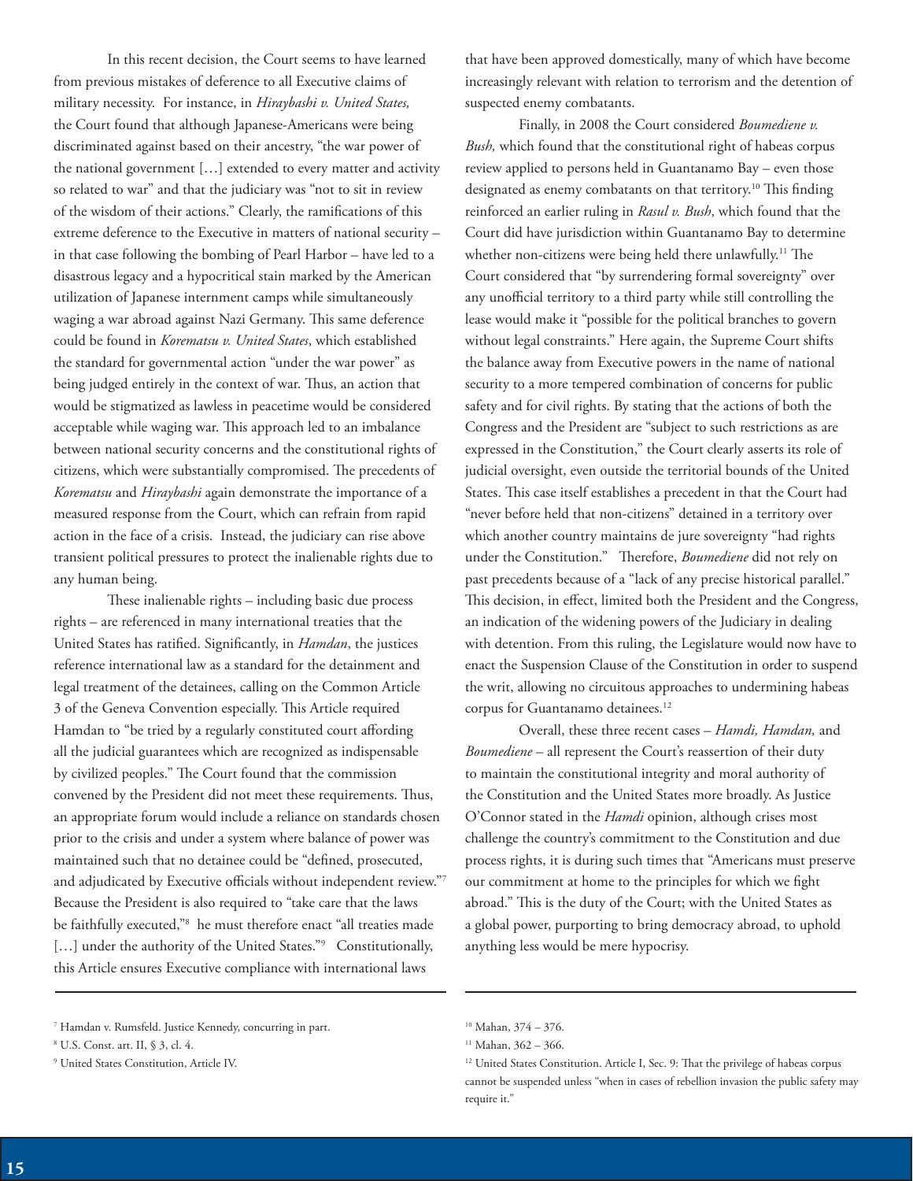In this recent decision, the Court seems to have learned from previous mistakes of deference to all Executive claims of military necessity. For instance, in *Hiraybashi v. United States,* the Court found that although Japanese-Americans were being discriminated against based on their ancestry, "the war power of the national government […] extended to every matter and activity so related to war" and that the judiciary was "not to sit in review of the wisdom of their actions." Clearly, the ramifications of this extreme deference to the Executive in matters of national security – in that case following the bombing of Pearl Harbor – have led to a disastrous legacy and a hypocritical stain marked by the American utilization of Japanese internment camps while simultaneously waging a war abroad against Nazi Germany. This same deference could be found in *Korematsu v. United States*, which established the standard for governmental action "under the war power" as being judged entirely in the context of war. Thus, an action that would be stigmatized as lawless in peacetime would be considered acceptable while waging war. This approach led to an imbalance between national security concerns and the constitutional rights of citizens, which were substantially compromised. The precedents of *Korematsu* and *Hiraybashi* again demonstrate the importance of a measured response from the Court, which can refrain from rapid action in the face of a crisis. Instead, the judiciary can rise above transient political pressures to protect the inalienable rights due to any human being.

These inalienable rights – including basic due process rights – are referenced in many international treaties that the United States has ratified. Significantly, in *Hamdan*, the justices reference international law as a standard for the detainment and legal treatment of the detainees, calling on the Common Article 3 of the Geneva Convention especially. This Article required Hamdan to "be tried by a regularly constituted court affording all the judicial guarantees which are recognized as indispensable by civilized peoples." The Court found that the commission convened by the President did not meet these requirements. Thus, an appropriate forum would include a reliance on standards chosen prior to the crisis and under a system where balance of power was maintained such that no detainee could be "defined, prosecuted, and adjudicated by Executive officials without independent review."[7] Because the President is also required to "take care that the laws be faithfully executed,"[8] he must therefore enact "all treaties made […] under the authority of the United States."[9] Constitutionally, this Article ensures Executive compliance with international laws that have been approved domestically, many of which have become increasingly relevant with relation to terrorism and the detention of suspected enemy combatants.

Finally, in 2008 the Court considered *Boumediene v. Bush,* which found that the constitutional right of habeas corpus review applied to persons held in Guantanamo Bay – even those designated as enemy combatants on that territory.[10] This finding reinforced an earlier ruling in *Rasul v. Bush*, which found that the Court did have jurisdiction within Guantanamo Bay to determine whether non-citizens were being held there unlawfully.[11] The Court considered that "by surrendering formal sovereignty" over any unofficial territory to a third party while still controlling the lease would make it "possible for the political branches to govern without legal constraints." Here again, the Supreme Court shifts the balance away from Executive powers in the name of national security to a more tempered combination of concerns for public safety and for civil rights. By stating that the actions of both the Congress and the President are "subject to such restrictions as are expressed in the Constitution," the Court clearly asserts its role of judicial oversight, even outside the territorial bounds of the United States. This case itself establishes a precedent in that the Court had "never before held that non-citizens" detained in a territory over which another country maintains de jure sovereignty "had rights under the Constitution." Therefore, *Boumediene* did not rely on past precedents because of a "lack of any precise historical parallel." This decision, in effect, limited both the President and the Congress, an indication of the widening powers of the Judiciary in dealing with detention. From this ruling, the Legislature would now have to enact the Suspension Clause of the Constitution in order to suspend the writ, allowing no circuitous approaches to undermining habeas corpus for Guantanamo detainees.[12]

Overall, these three recent cases – *Hamdi, Hamdan,* and *Boumediene* – all represent the Court's reassertion of their duty to maintain the constitutional integrity and moral authority of the Constitution and the United States more broadly. As Justice O'Connor stated in the *Hamdi* opinion, although crises most challenge the country's commitment to the Constitution and due process rights, it is during such times that "Americans must preserve our commitment at home to the principles for which we fight abroad." This is the duty of the Court; with the United States as a global power, purporting to bring democracy abroad, to uphold anything less would be mere hypocrisy.

---

[7] Hamdan v. Rumsfeld. Justice Kennedy, concurring in part.

[8] U.S. Const. art. II, § 3, cl. 4.

[9] United States Constitution, Article IV.

[10] Mahan, 374 – 376.

[11] Mahan, 362 – 366.

[12] United States Constitution. Article I, Sec. 9: That the privilege of habeas corpus cannot be suspended unless "when in cases of rebellion invasion the public safety may require it."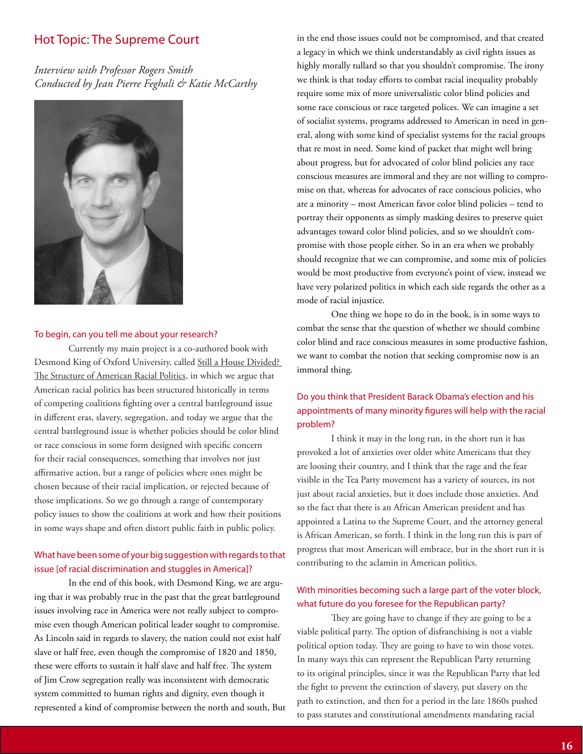## Hot Topic: The Supreme Court

*Interview with Professor Rogers Smith*
*Conducted by Jean Pierre Feghali & Katie McCarthy*

### To begin, can you tell me about your research?

Currently my main project is a co-authored book with Desmond King of Oxford University, called Still a House Divided? The Structure of American Racial Politics, in which we argue that American racial politics has been structured historically in terms of competing coalitions fighting over a central battleground issue in different eras, slavery, segregation, and today we argue that the central battleground issue is whether policies should be color blind or race conscious in some form designed with specific concern for their racial consequences, something that involves not just affirmative action, but a range of policies where ones might be chosen because of their racial implication, or rejected because of those implications. So we go through a range of contemporary policy issues to show the coalitions at work and how their positions in some ways shape and often distort public faith in public policy.

### What have been some of your big suggestion with regards to that issue [of racial discrimination and stuggles in America]?

In the end of this book, with Desmond King, we are arguing that it was probably true in the past that the great battleground issues involving race in America were not really subject to compromise even though American political leader sought to compromise. As Lincoln said in regards to slavery, the nation could not exist half slave or half free, even though the compromise of 1820 and 1850, these were efforts to sustain it half slave and half free. The system of Jim Crow segregation really was inconsistent with democratic system committed to human rights and dignity, even though it represented a kind of compromise between the north and south, But in the end those issues could not be compromised, and that created a legacy in which we think understandably as civil rights issues as highly morally tullard so that you shouldn't compromise. The irony we think is that today efforts to combat racial inequality probably require some mix of more universalistic color blind policies and some race conscious or race targeted polices. We can imagine a set of socialist systems, programs addressed to American in need in general, along with some kind of specialist systems for the racial groups that re most in need. Some kind of packet that might well bring about progress, but for advocated of color blind policies any race conscious measures are immoral and they are not willing to compromise on that, whereas for advocates of race conscious policies, who are a minority – most American favor color blind policies – tend to portray their opponents as simply masking desires to preserve quiet advantages toward color blind policies, and so we shouldn't compromise with those people either. So in an era when we probably should recognize that we can compromise, and some mix of policies would be most productive from everyone's point of view, instead we have very polarized politics in which each side regards the other as a mode of racial injustice.

One thing we hope to do in the book, is in some ways to combat the sense that the question of whether we should combine color blind and race conscious measures in some productive fashion, we want to combat the notion that seeking compromise now is an immoral thing.

### Do you think that President Barack Obama's election and his appointments of many minority figures will help with the racial problem?

I think it may in the long run, in the short run it has provoked a lot of anxieties over older white Americans that they are loosing their country, and I think that the rage and the fear visible in the Tea Party movement has a variety of sources, its not just about racial anxieties, but it does include those anxieties. And so the fact that there is an African American president and has appointed a Latina to the Supreme Court, and the attorney general is African American, so forth. I think in the long run this is part of progress that most American will embrace, but in the short run it is contributing to the aclamin in American politics.

### With minorities becoming such a large part of the voter block, what future do you foresee for the Republican party?

They are going have to change if they are going to be a viable political party. The option of disfranchising is not a viable political option today. They are going to have to win those votes. In many ways this can represent the Republican Party returning to its original principles, since it was the Republican Party that led the fight to prevent the extinction of slavery, put slavery on the path to extinction, and then for a period in the late 1860s pushed to pass statutes and constitutional amendments mandating racial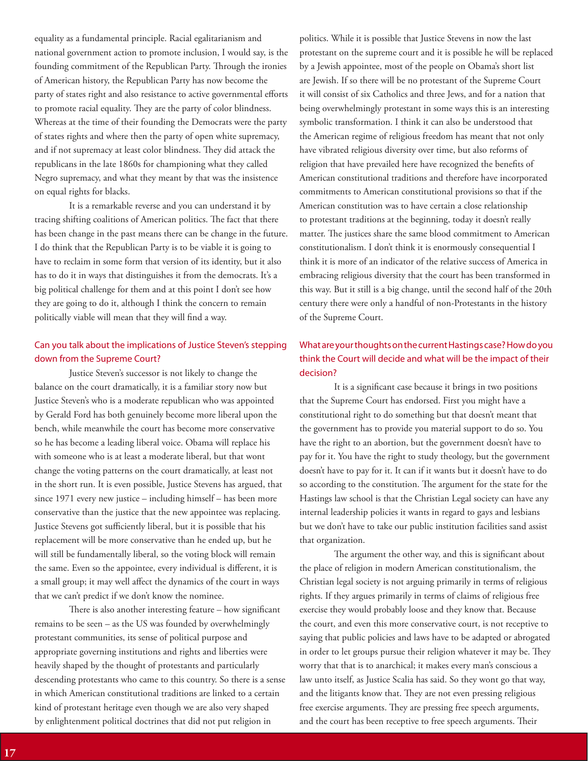equality as a fundamental principle. Racial egalitarianism and national government action to promote inclusion, I would say, is the founding commitment of the Republican Party. Through the ironies of American history, the Republican Party has now become the party of states right and also resistance to active governmental efforts to promote racial equality. They are the party of color blindness. Whereas at the time of their founding the Democrats were the party of states rights and where then the party of open white supremacy, and if not supremacy at least color blindness. They did attack the republicans in the late 1860s for championing what they called Negro supremacy, and what they meant by that was the insistence on equal rights for blacks.

It is a remarkable reverse and you can understand it by tracing shifting coalitions of American politics. The fact that there has been change in the past means there can be change in the future. I do think that the Republican Party is to be viable it is going to have to reclaim in some form that version of its identity, but it also has to do it in ways that distinguishes it from the democrats. It's a big political challenge for them and at this point I don't see how they are going to do it, although I think the concern to remain politically viable will mean that they will find a way.

### Can you talk about the implications of Justice Steven's stepping down from the Supreme Court?

Justice Steven's successor is not likely to change the balance on the court dramatically, it is a familiar story now but Justice Steven's who is a moderate republican who was appointed by Gerald Ford has both genuinely become more liberal upon the bench, while meanwhile the court has become more conservative so he has become a leading liberal voice. Obama will replace his with someone who is at least a moderate liberal, but that wont change the voting patterns on the court dramatically, at least not in the short run. It is even possible, Justice Stevens has argued, that since 1971 every new justice – including himself – has been more conservative than the justice that the new appointee was replacing. Justice Stevens got sufficiently liberal, but it is possible that his replacement will be more conservative than he ended up, but he will still be fundamentally liberal, so the voting block will remain the same. Even so the appointee, every individual is different, it is a small group; it may well affect the dynamics of the court in ways that we can't predict if we don't know the nominee.

There is also another interesting feature – how significant remains to be seen – as the US was founded by overwhelmingly protestant communities, its sense of political purpose and appropriate governing institutions and rights and liberties were heavily shaped by the thought of protestants and particularly descending protestants who came to this country. So there is a sense in which American constitutional traditions are linked to a certain kind of protestant heritage even though we are also very shaped by enlightenment political doctrines that did not put religion in politics. While it is possible that Justice Stevens in now the last protestant on the supreme court and it is possible he will be replaced by a Jewish appointee, most of the people on Obama's short list are Jewish. If so there will be no protestant of the Supreme Court it will consist of six Catholics and three Jews, and for a nation that being overwhelmingly protestant in some ways this is an interesting symbolic transformation. I think it can also be understood that the American regime of religious freedom has meant that not only have vibrated religious diversity over time, but also reforms of religion that have prevailed here have recognized the benefits of American constitutional traditions and therefore have incorporated commitments to American constitutional provisions so that if the American constitution was to have certain a close relationship to protestant traditions at the beginning, today it doesn't really matter. The justices share the same blood commitment to American constitutionalism. I don't think it is enormously consequential I think it is more of an indicator of the relative success of America in embracing religious diversity that the court has been transformed in this way. But it still is a big change, until the second half of the 20th century there were only a handful of non-Protestants in the history of the Supreme Court.

### What are your thoughts on the current Hastings case? How do you think the Court will decide and what will be the impact of their decision?

It is a significant case because it brings in two positions that the Supreme Court has endorsed. First you might have a constitutional right to do something but that doesn't meant that the government has to provide you material support to do so. You have the right to an abortion, but the government doesn't have to pay for it. You have the right to study theology, but the government doesn't have to pay for it. It can if it wants but it doesn't have to do so according to the constitution. The argument for the state for the Hastings law school is that the Christian Legal society can have any internal leadership policies it wants in regard to gays and lesbians but we don't have to take our public institution facilities sand assist that organization.

The argument the other way, and this is significant about the place of religion in modern American constitutionalism, the Christian legal society is not arguing primarily in terms of religious rights. If they argues primarily in terms of claims of religious free exercise they would probably loose and they know that. Because the court, and even this more conservative court, is not receptive to saying that public policies and laws have to be adapted or abrogated in order to let groups pursue their religion whatever it may be. They worry that that is to anarchical; it makes every man's conscious a law unto itself, as Justice Scalia has said. So they wont go that way, and the litigants know that. They are not even pressing religious free exercise arguments. They are pressing free speech arguments, and the court has been receptive to free speech arguments. Their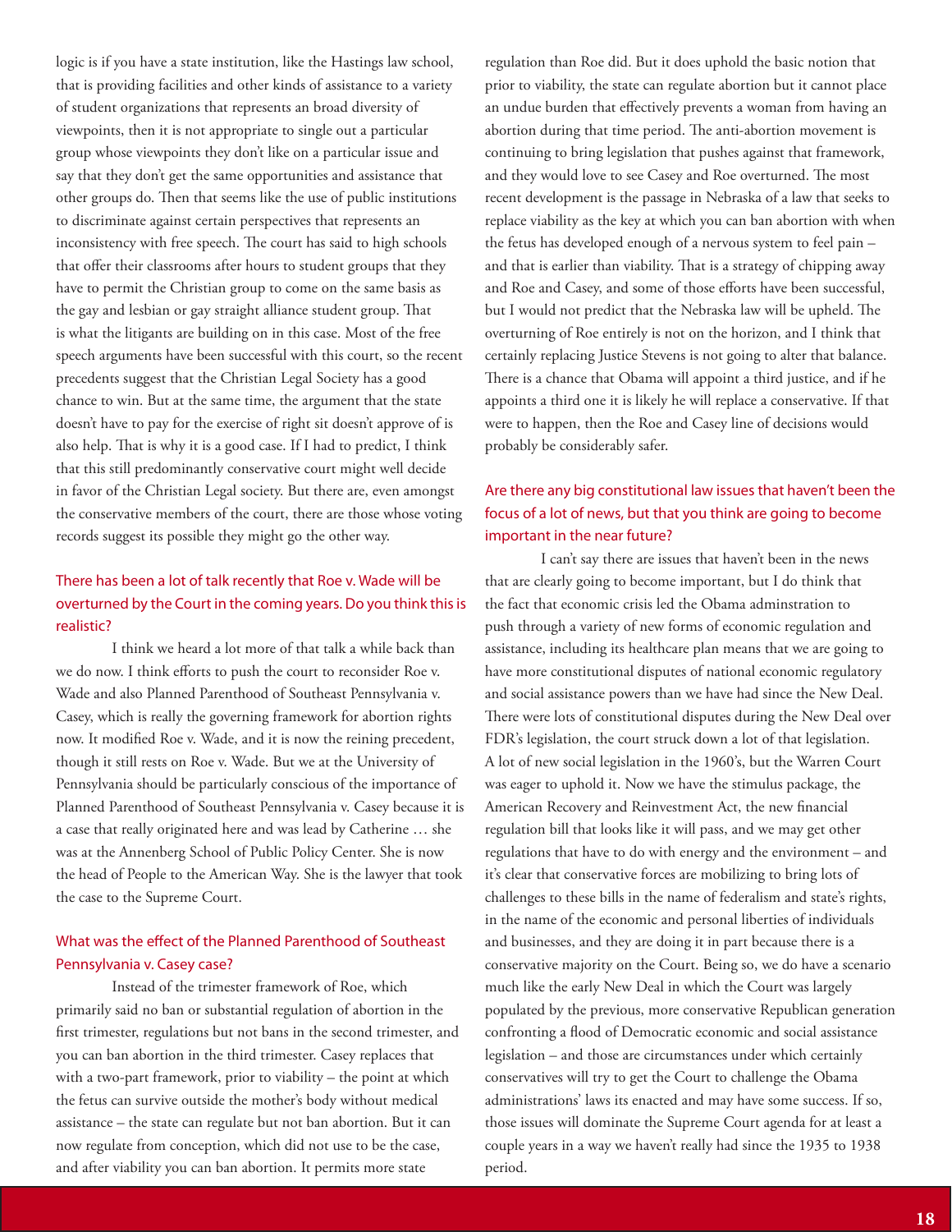logic is if you have a state institution, like the Hastings law school, that is providing facilities and other kinds of assistance to a variety of student organizations that represents an broad diversity of viewpoints, then it is not appropriate to single out a particular group whose viewpoints they don't like on a particular issue and say that they don't get the same opportunities and assistance that other groups do. Then that seems like the use of public institutions to discriminate against certain perspectives that represents an inconsistency with free speech. The court has said to high schools that offer their classrooms after hours to student groups that they have to permit the Christian group to come on the same basis as the gay and lesbian or gay straight alliance student group. That is what the litigants are building on in this case. Most of the free speech arguments have been successful with this court, so the recent precedents suggest that the Christian Legal Society has a good chance to win. But at the same time, the argument that the state doesn't have to pay for the exercise of right sit doesn't approve of is also help. That is why it is a good case. If I had to predict, I think that this still predominantly conservative court might well decide in favor of the Christian Legal society. But there are, even amongst the conservative members of the court, there are those whose voting records suggest its possible they might go the other way.

### There has been a lot of talk recently that Roe v. Wade will be overturned by the Court in the coming years. Do you think this is realistic?

I think we heard a lot more of that talk a while back than we do now. I think efforts to push the court to reconsider Roe v. Wade and also Planned Parenthood of Southeast Pennsylvania v. Casey, which is really the governing framework for abortion rights now. It modified Roe v. Wade, and it is now the reining precedent, though it still rests on Roe v. Wade. But we at the University of Pennsylvania should be particularly conscious of the importance of Planned Parenthood of Southeast Pennsylvania v. Casey because it is a case that really originated here and was lead by Catherine … she was at the Annenberg School of Public Policy Center. She is now the head of People to the American Way. She is the lawyer that took the case to the Supreme Court.

### What was the effect of the Planned Parenthood of Southeast Pennsylvania v. Casey case?

Instead of the trimester framework of Roe, which primarily said no ban or substantial regulation of abortion in the first trimester, regulations but not bans in the second trimester, and you can ban abortion in the third trimester. Casey replaces that with a two-part framework, prior to viability – the point at which the fetus can survive outside the mother's body without medical assistance – the state can regulate but not ban abortion. But it can now regulate from conception, which did not use to be the case, and after viability you can ban abortion. It permits more state regulation than Roe did. But it does uphold the basic notion that prior to viability, the state can regulate abortion but it cannot place an undue burden that effectively prevents a woman from having an abortion during that time period. The anti-abortion movement is continuing to bring legislation that pushes against that framework, and they would love to see Casey and Roe overturned. The most recent development is the passage in Nebraska of a law that seeks to replace viability as the key at which you can ban abortion with when the fetus has developed enough of a nervous system to feel pain – and that is earlier than viability. That is a strategy of chipping away and Roe and Casey, and some of those efforts have been successful, but I would not predict that the Nebraska law will be upheld. The overturning of Roe entirely is not on the horizon, and I think that certainly replacing Justice Stevens is not going to alter that balance. There is a chance that Obama will appoint a third justice, and if he appoints a third one it is likely he will replace a conservative. If that were to happen, then the Roe and Casey line of decisions would probably be considerably safer.

### Are there any big constitutional law issues that haven't been the focus of a lot of news, but that you think are going to become important in the near future?

I can't say there are issues that haven't been in the news that are clearly going to become important, but I do think that the fact that economic crisis led the Obama adminstration to push through a variety of new forms of economic regulation and assistance, including its healthcare plan means that we are going to have more constitutional disputes of national economic regulatory and social assistance powers than we have had since the New Deal. There were lots of constitutional disputes during the New Deal over FDR's legislation, the court struck down a lot of that legislation. A lot of new social legislation in the 1960's, but the Warren Court was eager to uphold it. Now we have the stimulus package, the American Recovery and Reinvestment Act, the new financial regulation bill that looks like it will pass, and we may get other regulations that have to do with energy and the environment – and it's clear that conservative forces are mobilizing to bring lots of challenges to these bills in the name of federalism and state's rights, in the name of the economic and personal liberties of individuals and businesses, and they are doing it in part because there is a conservative majority on the Court. Being so, we do have a scenario much like the early New Deal in which the Court was largely populated by the previous, more conservative Republican generation confronting a flood of Democratic economic and social assistance legislation – and those are circumstances under which certainly conservatives will try to get the Court to challenge the Obama administrations' laws its enacted and may have some success. If so, those issues will dominate the Supreme Court agenda for at least a couple years in a way we haven't really had since the 1935 to 1938 period.